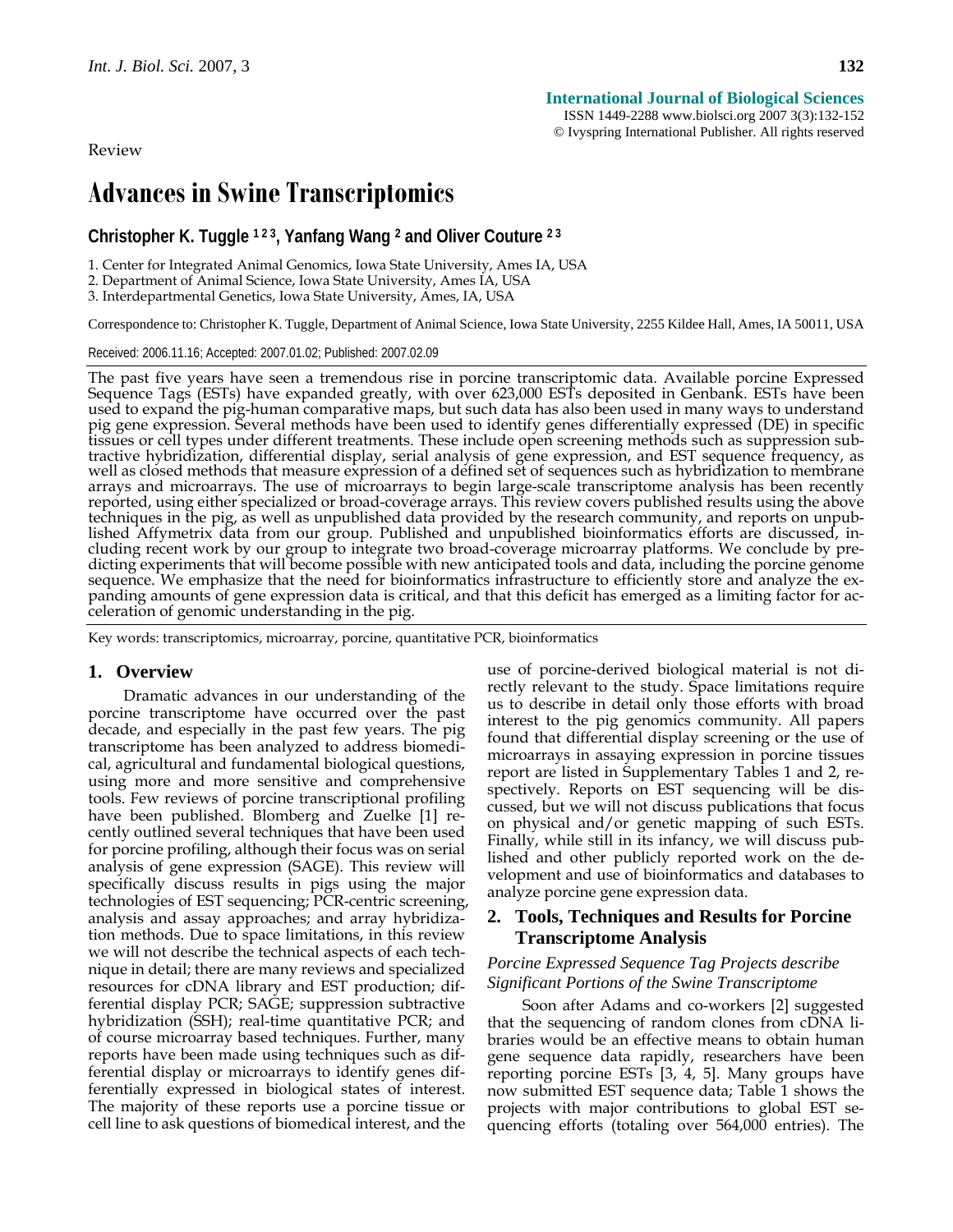Review

# Advances in Swine Transcriptomics

**Christopher K. Tuggle [1 2 3], Yanfang Wang [2] and Oliver Couture [2 3]**

1. Center for Integrated Animal Genomics, Iowa State University, Ames IA, USA
2. Department of Animal Science, Iowa State University, Ames IA, USA
3. Interdepartmental Genetics, Iowa State University, Ames, IA, USA

Correspondence to: Christopher K. Tuggle, Department of Animal Science, Iowa State University, 2255 Kildee Hall, Ames, IA 50011, USA

Received: 2006.11.16; Accepted: 2007.01.02; Published: 2007.02.09

The past five years have seen a tremendous rise in porcine transcriptomic data. Available porcine Expressed Sequence Tags (ESTs) have expanded greatly, with over 623,000 ESTs deposited in Genbank. ESTs have been used to expand the pig-human comparative maps, but such data has also been used in many ways to understand pig gene expression. Several methods have been used to identify genes differentially expressed (DE) in specific tissues or cell types under different treatments. These include open screening methods such as suppression subtractive hybridization, differential display, serial analysis of gene expression, and EST sequence frequency, as well as closed methods that measure expression of a defined set of sequences such as hybridization to membrane arrays and microarrays. The use of microarrays to begin large-scale transcriptome analysis has been recently reported, using either specialized or broad-coverage arrays. This review covers published results using the above techniques in the pig, as well as unpublished data provided by the research community, and reports on unpublished Affymetrix data from our group. Published and unpublished bioinformatics efforts are discussed, including recent work by our group to integrate two broad-coverage microarray platforms. We conclude by predicting experiments that will become possible with new anticipated tools and data, including the porcine genome sequence. We emphasize that the need for bioinformatics infrastructure to efficiently store and analyze the expanding amounts of gene expression data is critical, and that this deficit has emerged as a limiting factor for acceleration of genomic understanding in the pig.

Key words: transcriptomics, microarray, porcine, quantitative PCR, bioinformatics

## 1. Overview

Dramatic advances in our understanding of the porcine transcriptome have occurred over the past decade, and especially in the past few years. The pig transcriptome has been analyzed to address biomedical, agricultural and fundamental biological questions, using more and more sensitive and comprehensive tools. Few reviews of porcine transcriptional profiling have been published. Blomberg and Zuelke [1] recently outlined several techniques that have been used for porcine profiling, although their focus was on serial analysis of gene expression (SAGE). This review will specifically discuss results in pigs using the major technologies of EST sequencing; PCR-centric screening, analysis and assay approaches; and array hybridization methods. Due to space limitations, in this review we will not describe the technical aspects of each technique in detail; there are many reviews and specialized resources for cDNA library and EST production; differential display PCR; SAGE; suppression subtractive hybridization (SSH); real-time quantitative PCR; and of course microarray based techniques. Further, many reports have been made using techniques such as differential display or microarrays to identify genes differentially expressed in biological states of interest. The majority of these reports use a porcine tissue or cell line to ask questions of biomedical interest, and the use of porcine-derived biological material is not directly relevant to the study. Space limitations require us to describe in detail only those efforts with broad interest to the pig genomics community. All papers found that differential display screening or the use of microarrays in assaying expression in porcine tissues report are listed in Supplementary Tables 1 and 2, respectively. Reports on EST sequencing will be discussed, but we will not discuss publications that focus on physical and/or genetic mapping of such ESTs. Finally, while still in its infancy, we will discuss published and other publicly reported work on the development and use of bioinformatics and databases to analyze porcine gene expression data.

## 2. Tools, Techniques and Results for Porcine Transcriptome Analysis

### *Porcine Expressed Sequence Tag Projects describe Significant Portions of the Swine Transcriptome*

Soon after Adams and co-workers [2] suggested that the sequencing of random clones from cDNA libraries would be an effective means to obtain human gene sequence data rapidly, researchers have been reporting porcine ESTs [3, 4, 5]. Many groups have now submitted EST sequence data; Table 1 shows the projects with major contributions to global EST sequencing efforts (totaling over 564,000 entries). The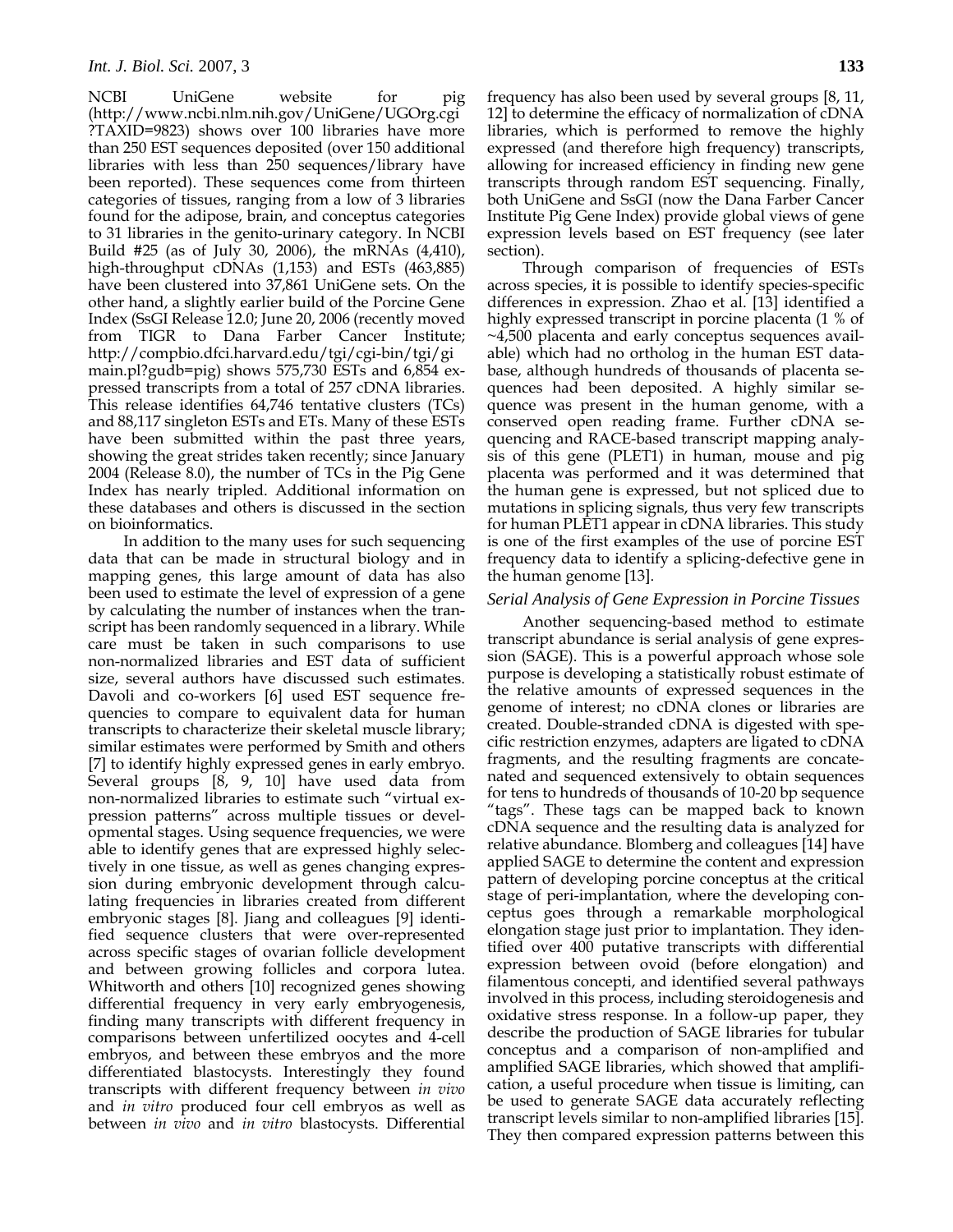NCBI UniGene website for pig (http://www.ncbi.nlm.nih.gov/UniGene/UGOrg.cgi?TAXID=9823) shows over 100 libraries have more than 250 EST sequences deposited (over 150 additional libraries with less than 250 sequences/library have been reported). These sequences come from thirteen categories of tissues, ranging from a low of 3 libraries found for the adipose, brain, and conceptus categories to 31 libraries in the genito-urinary category. In NCBI Build #25 (as of July 30, 2006), the mRNAs (4,410), high-throughput cDNAs (1,153) and ESTs (463,885) have been clustered into 37,861 UniGene sets. On the other hand, a slightly earlier build of the Porcine Gene Index (SsGI Release 12.0; June 20, 2006 (recently moved from TIGR to Dana Farber Cancer Institute; http://compbio.dfci.harvard.edu/tgi/cgi-bin/tgi/gimain.pl?gudb=pig) shows 575,730 ESTs and 6,854 expressed transcripts from a total of 257 cDNA libraries. This release identifies 64,746 tentative clusters (TCs) and 88,117 singleton ESTs and ETs. Many of these ESTs have been submitted within the past three years, showing the great strides taken recently; since January 2004 (Release 8.0), the number of TCs in the Pig Gene Index has nearly tripled. Additional information on these databases and others is discussed in the section on bioinformatics.

In addition to the many uses for such sequencing data that can be made in structural biology and in mapping genes, this large amount of data has also been used to estimate the level of expression of a gene by calculating the number of instances when the transcript has been randomly sequenced in a library. While care must be taken in such comparisons to use non-normalized libraries and EST data of sufficient size, several authors have discussed such estimates. Davoli and co-workers [6] used EST sequence frequencies to compare to equivalent data for human transcripts to characterize their skeletal muscle library; similar estimates were performed by Smith and others [7] to identify highly expressed genes in early embryo. Several groups [8, 9, 10] have used data from non-normalized libraries to estimate such "virtual expression patterns" across multiple tissues or developmental stages. Using sequence frequencies, we were able to identify genes that are expressed highly selectively in one tissue, as well as genes changing expression during embryonic development through calculating frequencies in libraries created from different embryonic stages [8]. Jiang and colleagues [9] identified sequence clusters that were over-represented across specific stages of ovarian follicle development and between growing follicles and corpora lutea. Whitworth and others [10] recognized genes showing differential frequency in very early embryogenesis, finding many transcripts with different frequency in comparisons between unfertilized oocytes and 4-cell embryos, and between these embryos and the more differentiated blastocysts. Interestingly they found transcripts with different frequency between *in vivo* and *in vitro* produced four cell embryos as well as between *in vivo* and *in vitro* blastocysts. Differential frequency has also been used by several groups [8, 11, 12] to determine the efficacy of normalization of cDNA libraries, which is performed to remove the highly expressed (and therefore high frequency) transcripts, allowing for increased efficiency in finding new gene transcripts through random EST sequencing. Finally, both UniGene and SsGI (now the Dana Farber Cancer Institute Pig Gene Index) provide global views of gene expression levels based on EST frequency (see later section).

Through comparison of frequencies of ESTs across species, it is possible to identify species-specific differences in expression. Zhao et al. [13] identified a highly expressed transcript in porcine placenta (1 % of ~4,500 placenta and early conceptus sequences available) which had no ortholog in the human EST database, although hundreds of thousands of placenta sequences had been deposited. A highly similar sequence was present in the human genome, with a conserved open reading frame. Further cDNA sequencing and RACE-based transcript mapping analysis of this gene (PLET1) in human, mouse and pig placenta was performed and it was determined that the human gene is expressed, but not spliced due to mutations in splicing signals, thus very few transcripts for human PLET1 appear in cDNA libraries. This study is one of the first examples of the use of porcine EST frequency data to identify a splicing-defective gene in the human genome [13].

### *Serial Analysis of Gene Expression in Porcine Tissues*

Another sequencing-based method to estimate transcript abundance is serial analysis of gene expression (SAGE). This is a powerful approach whose sole purpose is developing a statistically robust estimate of the relative amounts of expressed sequences in the genome of interest; no cDNA clones or libraries are created. Double-stranded cDNA is digested with specific restriction enzymes, adapters are ligated to cDNA fragments, and the resulting fragments are concatenated and sequenced extensively to obtain sequences for tens to hundreds of thousands of 10-20 bp sequence "tags". These tags can be mapped back to known cDNA sequence and the resulting data is analyzed for relative abundance. Blomberg and colleagues [14] have applied SAGE to determine the content and expression pattern of developing porcine conceptus at the critical stage of peri-implantation, where the developing conceptus goes through a remarkable morphological elongation stage just prior to implantation. They identified over 400 putative transcripts with differential expression between ovoid (before elongation) and filamentous concepti, and identified several pathways involved in this process, including steroidogenesis and oxidative stress response. In a follow-up paper, they describe the production of SAGE libraries for tubular conceptus and a comparison of non-amplified and amplified SAGE libraries, which showed that amplification, a useful procedure when tissue is limiting, can be used to generate SAGE data accurately reflecting transcript levels similar to non-amplified libraries [15]. They then compared expression patterns between this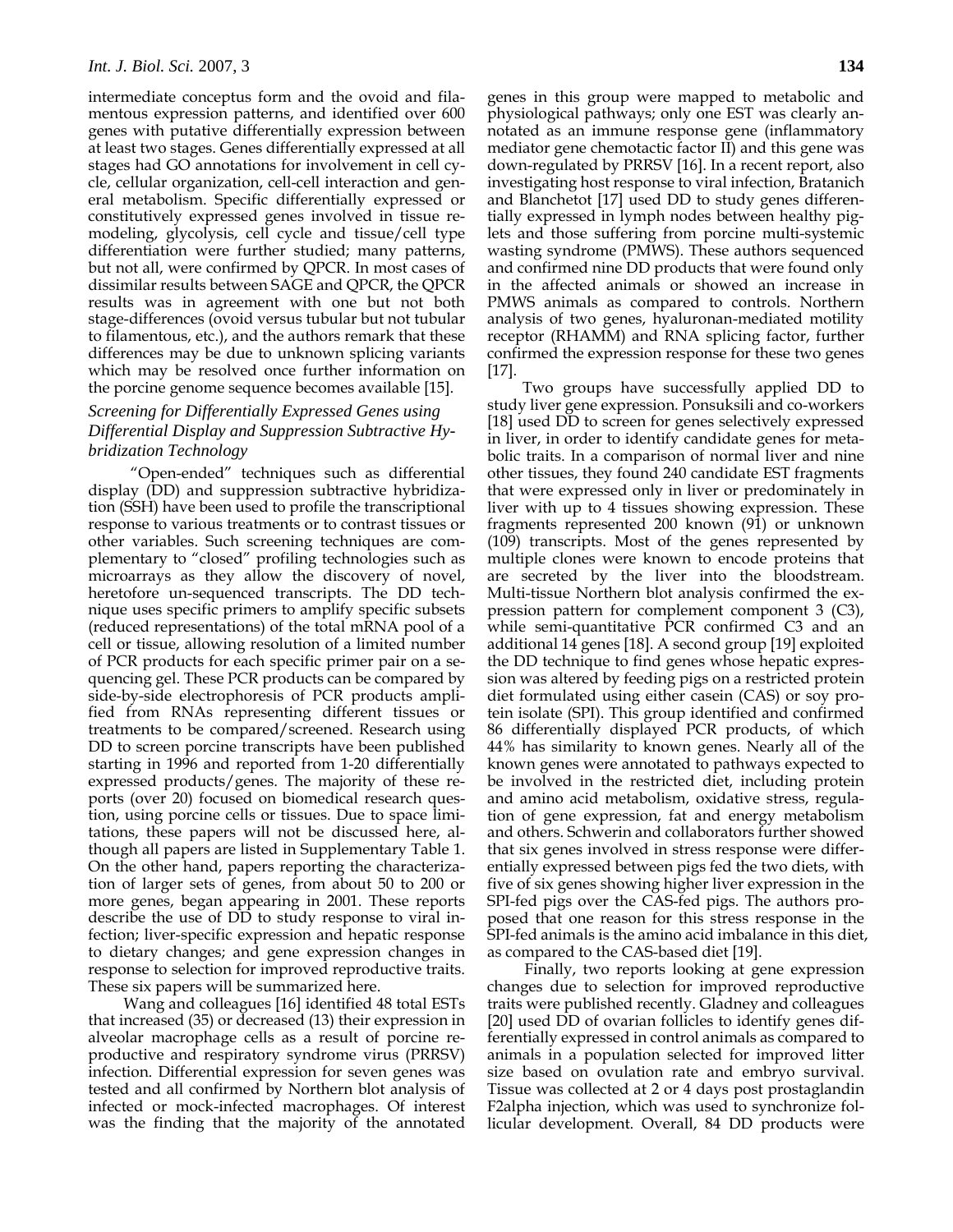intermediate conceptus form and the ovoid and filamentous expression patterns, and identified over 600 genes with putative differentially expression between at least two stages. Genes differentially expressed at all stages had GO annotations for involvement in cell cycle, cellular organization, cell-cell interaction and general metabolism. Specific differentially expressed or constitutively expressed genes involved in tissue remodeling, glycolysis, cell cycle and tissue/cell type differentiation were further studied; many patterns, but not all, were confirmed by QPCR. In most cases of dissimilar results between SAGE and QPCR, the QPCR results was in agreement with one but not both stage-differences (ovoid versus tubular but not tubular to filamentous, etc.), and the authors remark that these differences may be due to unknown splicing variants which may be resolved once further information on the porcine genome sequence becomes available [15].

### *Screening for Differentially Expressed Genes using Differential Display and Suppression Subtractive Hybridization Technology*

"Open-ended" techniques such as differential display (DD) and suppression subtractive hybridization (SSH) have been used to profile the transcriptional response to various treatments or to contrast tissues or other variables. Such screening techniques are complementary to "closed" profiling technologies such as microarrays as they allow the discovery of novel, heretofore un-sequenced transcripts. The DD technique uses specific primers to amplify specific subsets (reduced representations) of the total mRNA pool of a cell or tissue, allowing resolution of a limited number of PCR products for each specific primer pair on a sequencing gel. These PCR products can be compared by side-by-side electrophoresis of PCR products amplified from RNAs representing different tissues or treatments to be compared/screened. Research using DD to screen porcine transcripts have been published starting in 1996 and reported from 1-20 differentially expressed products/genes. The majority of these reports (over 20) focused on biomedical research questions, using porcine cells or tissues. Due to space limitations, these papers will not be discussed here, although all papers are listed in Supplementary Table 1. On the other hand, papers reporting the characterization of larger sets of genes, from about 50 to 200 or more genes, began appearing in 2001. These reports describe the use of DD to study response to viral infection; liver-specific expression and hepatic response to dietary changes; and gene expression changes in response to selection for improved reproductive traits. These six papers will be summarized here.

Wang and colleagues [16] identified 48 total ESTs that increased (35) or decreased (13) their expression in alveolar macrophage cells as a result of porcine reproductive and respiratory syndrome virus (PRRSV) infection. Differential expression for seven genes was tested and all confirmed by Northern blot analysis of infected or mock-infected macrophages. Of interest was the finding that the majority of the annotated genes in this group were mapped to metabolic and physiological pathways; only one EST was clearly annotated as an immune response gene (inflammatory mediator gene chemotactic factor II) and this gene was down-regulated by PRRSV [16]. In a recent report, also investigating host response to viral infection, Bratanich and Blanchetot [17] used DD to study genes differentially expressed in lymph nodes between healthy piglets and those suffering from porcine multi-systemic wasting syndrome (PMWS). These authors sequenced and confirmed nine DD products that were found only in the affected animals or showed an increase in PMWS animals as compared to controls. Northern analysis of two genes, hyaluronan-mediated motility receptor (RHAMM) and RNA splicing factor, further confirmed the expression response for these two genes [17].

Two groups have successfully applied DD to study liver gene expression. Ponsuksili and co-workers [18] used DD to screen for genes selectively expressed in liver, in order to identify candidate genes for metabolic traits. In a comparison of normal liver and nine other tissues, they found 240 candidate EST fragments that were expressed only in liver or predominately in liver with up to 4 tissues showing expression. These fragments represented 200 known (91) or unknown (109) transcripts. Most of the genes represented by multiple clones were known to encode proteins that are secreted by the liver into the bloodstream. Multi-tissue Northern blot analysis confirmed the expression pattern for complement component 3 (C3), while semi-quantitative PCR confirmed C3 and an additional 14 genes [18]. A second group [19] exploited the DD technique to find genes whose hepatic expression was altered by feeding pigs on a restricted protein diet formulated using either casein (CAS) or soy protein isolate (SPI). This group identified and confirmed 86 differentially displayed PCR products, of which 44% has similarity to known genes. Nearly all of the known genes were annotated to pathways expected to be involved in the restricted diet, including protein and amino acid metabolism, oxidative stress, regulation of gene expression, fat and energy metabolism and others. Schwerin and collaborators further showed that six genes involved in stress response were differentially expressed between pigs fed the two diets, with five of six genes showing higher liver expression in the SPI-fed pigs over the CAS-fed pigs. The authors proposed that one reason for this stress response in the SPI-fed animals is the amino acid imbalance in this diet, as compared to the CAS-based diet [19].

Finally, two reports looking at gene expression changes due to selection for improved reproductive traits were published recently. Gladney and colleagues [20] used DD of ovarian follicles to identify genes differentially expressed in control animals as compared to animals in a population selected for improved litter size based on ovulation rate and embryo survival. Tissue was collected at 2 or 4 days post prostaglandin F2alpha injection, which was used to synchronize follicular development. Overall, 84 DD products were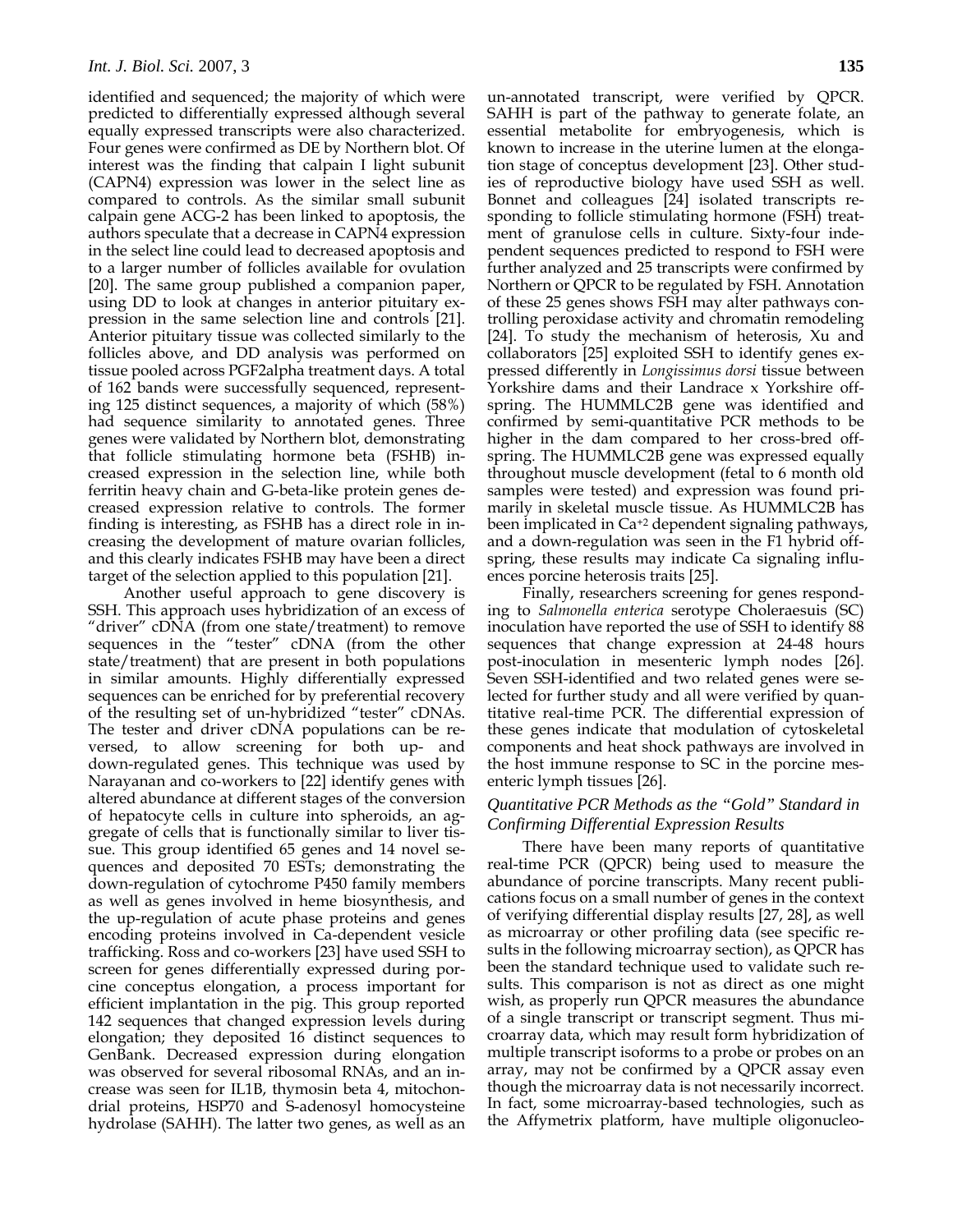identified and sequenced; the majority of which were predicted to differentially expressed although several equally expressed transcripts were also characterized. Four genes were confirmed as DE by Northern blot. Of interest was the finding that calpain I light subunit (CAPN4) expression was lower in the select line as compared to controls. As the similar small subunit calpain gene ACG-2 has been linked to apoptosis, the authors speculate that a decrease in CAPN4 expression in the select line could lead to decreased apoptosis and to a larger number of follicles available for ovulation [20]. The same group published a companion paper, using DD to look at changes in anterior pituitary expression in the same selection line and controls [21]. Anterior pituitary tissue was collected similarly to the follicles above, and DD analysis was performed on tissue pooled across PGF2alpha treatment days. A total of 162 bands were successfully sequenced, representing 125 distinct sequences, a majority of which (58%) had sequence similarity to annotated genes. Three genes were validated by Northern blot, demonstrating that follicle stimulating hormone beta (FSHB) increased expression in the selection line, while both ferritin heavy chain and G-beta-like protein genes decreased expression relative to controls. The former finding is interesting, as FSHB has a direct role in increasing the development of mature ovarian follicles, and this clearly indicates FSHB may have been a direct target of the selection applied to this population [21].

Another useful approach to gene discovery is SSH. This approach uses hybridization of an excess of "driver" cDNA (from one state/treatment) to remove sequences in the "tester" cDNA (from the other state/treatment) that are present in both populations in similar amounts. Highly differentially expressed sequences can be enriched for by preferential recovery of the resulting set of un-hybridized "tester" cDNAs. The tester and driver cDNA populations can be reversed, to allow screening for both up- and down-regulated genes. This technique was used by Narayanan and co-workers to [22] identify genes with altered abundance at different stages of the conversion of hepatocyte cells in culture into spheroids, an aggregate of cells that is functionally similar to liver tissue. This group identified 65 genes and 14 novel sequences and deposited 70 ESTs; demonstrating the down-regulation of cytochrome P450 family members as well as genes involved in heme biosynthesis, and the up-regulation of acute phase proteins and genes encoding proteins involved in Ca-dependent vesicle trafficking. Ross and co-workers [23] have used SSH to screen for genes differentially expressed during porcine conceptus elongation, a process important for efficient implantation in the pig. This group reported 142 sequences that changed expression levels during elongation; they deposited 16 distinct sequences to GenBank. Decreased expression during elongation was observed for several ribosomal RNAs, and an increase was seen for IL1B, thymosin beta 4, mitochondrial proteins, HSP70 and S-adenosyl homocysteine hydrolase (SAHH). The latter two genes, as well as an un-annotated transcript, were verified by QPCR. SAHH is part of the pathway to generate folate, an essential metabolite for embryogenesis, which is known to increase in the uterine lumen at the elongation stage of conceptus development [23]. Other studies of reproductive biology have used SSH as well. Bonnet and colleagues [24] isolated transcripts responding to follicle stimulating hormone (FSH) treatment of granulose cells in culture. Sixty-four independent sequences predicted to respond to FSH were further analyzed and 25 transcripts were confirmed by Northern or QPCR to be regulated by FSH. Annotation of these 25 genes shows FSH may alter pathways controlling peroxidase activity and chromatin remodeling [24]. To study the mechanism of heterosis, Xu and collaborators [25] exploited SSH to identify genes expressed differently in *Longissimus dorsi* tissue between Yorkshire dams and their Landrace x Yorkshire offspring. The HUMMLC2B gene was identified and confirmed by semi-quantitative PCR methods to be higher in the dam compared to her cross-bred offspring. The HUMMLC2B gene was expressed equally throughout muscle development (fetal to 6 month old samples were tested) and expression was found primarily in skeletal muscle tissue. As HUMMLC2B has been implicated in $Ca^{+2}$ dependent signaling pathways, and a down-regulation was seen in the F1 hybrid offspring, these results may indicate Ca signaling influences porcine heterosis traits [25].

Finally, researchers screening for genes responding to *Salmonella enterica* serotype Choleraesuis (SC) inoculation have reported the use of SSH to identify 88 sequences that change expression at 24-48 hours post-inoculation in mesenteric lymph nodes [26]. Seven SSH-identified and two related genes were selected for further study and all were verified by quantitative real-time PCR. The differential expression of these genes indicate that modulation of cytoskeletal components and heat shock pathways are involved in the host immune response to SC in the porcine mesenteric lymph tissues [26].

### *Quantitative PCR Methods as the "Gold" Standard in Confirming Differential Expression Results*

There have been many reports of quantitative real-time PCR (QPCR) being used to measure the abundance of porcine transcripts. Many recent publications focus on a small number of genes in the context of verifying differential display results [27, 28], as well as microarray or other profiling data (see specific results in the following microarray section), as QPCR has been the standard technique used to validate such results. This comparison is not as direct as one might wish, as properly run QPCR measures the abundance of a single transcript or transcript segment. Thus microarray data, which may result form hybridization of multiple transcript isoforms to a probe or probes on an array, may not be confirmed by a QPCR assay even though the microarray data is not necessarily incorrect. In fact, some microarray-based technologies, such as the Affymetrix platform, have multiple oligonucleo-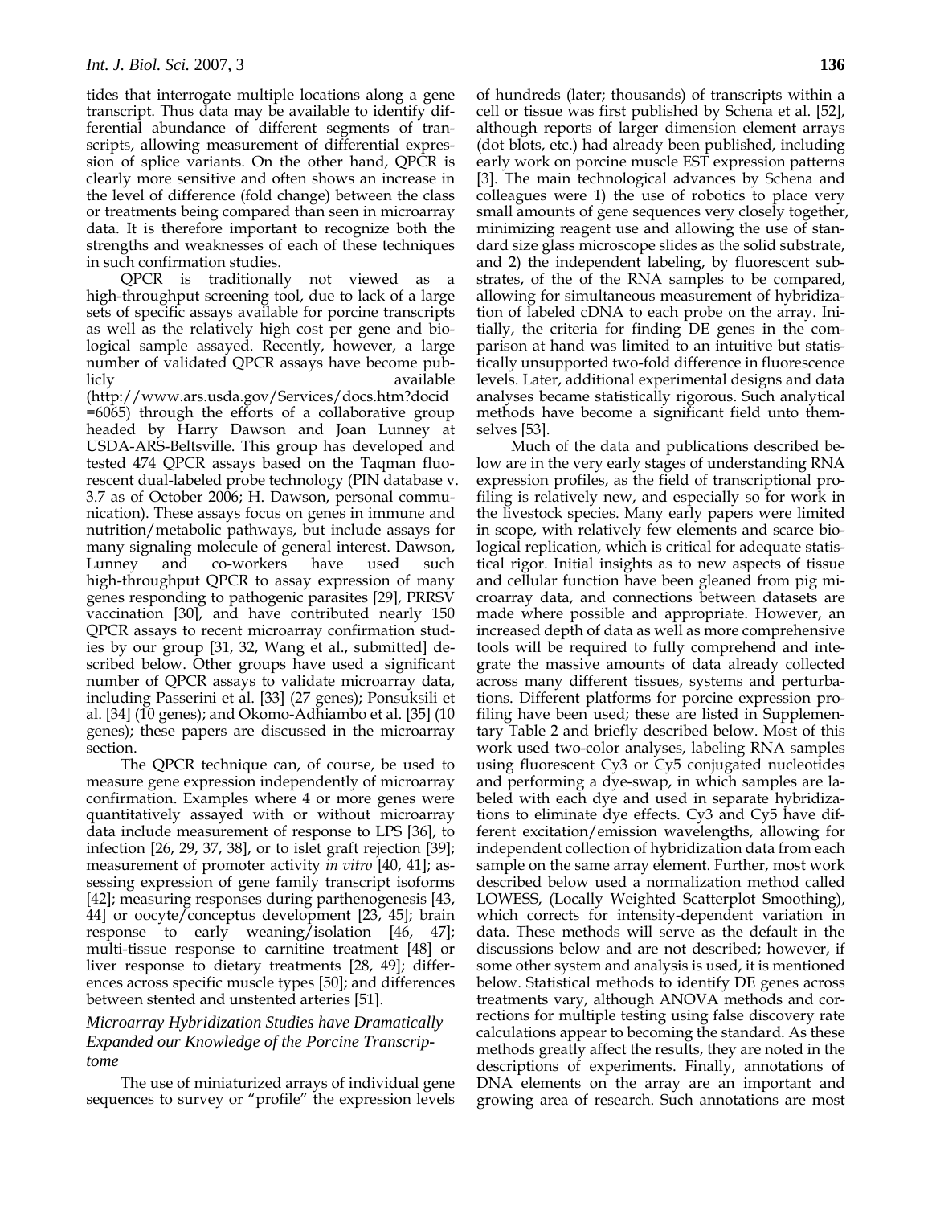tides that interrogate multiple locations along a gene transcript. Thus data may be available to identify differential abundance of different segments of transcripts, allowing measurement of differential expression of splice variants. On the other hand, QPCR is clearly more sensitive and often shows an increase in the level of difference (fold change) between the class or treatments being compared than seen in microarray data. It is therefore important to recognize both the strengths and weaknesses of each of these techniques in such confirmation studies.

QPCR is traditionally not viewed as a high-throughput screening tool, due to lack of a large sets of specific assays available for porcine transcripts as well as the relatively high cost per gene and biological sample assayed. Recently, however, a large number of validated QPCR assays have become publicly available (http://www.ars.usda.gov/Services/docs.htm?docid=6065) through the efforts of a collaborative group headed by Harry Dawson and Joan Lunney at USDA-ARS-Beltsville. This group has developed and tested 474 QPCR assays based on the Taqman fluorescent dual-labeled probe technology (PIN database v. 3.7 as of October 2006; H. Dawson, personal communication). These assays focus on genes in immune and nutrition/metabolic pathways, but include assays for many signaling molecule of general interest. Dawson, Lunney and co-workers have used such high-throughput QPCR to assay expression of many genes responding to pathogenic parasites [29], PRRSV vaccination [30], and have contributed nearly 150 QPCR assays to recent microarray confirmation studies by our group [31, 32, Wang et al., submitted] described below. Other groups have used a significant number of QPCR assays to validate microarray data, including Passerini et al. [33] (27 genes); Ponsuksili et al. [34] (10 genes); and Okomo-Adhiambo et al. [35] (10 genes); these papers are discussed in the microarray section.

The QPCR technique can, of course, be used to measure gene expression independently of microarray confirmation. Examples where 4 or more genes were quantitatively assayed with or without microarray data include measurement of response to LPS [36], to infection [26, 29, 37, 38], or to islet graft rejection [39]; measurement of promoter activity *in vitro* [40, 41]; assessing expression of gene family transcript isoforms [42]; measuring responses during parthenogenesis [43, 44] or oocyte/conceptus development [23, 45]; brain response to early weaning/isolation [46, 47]; multi-tissue response to carnitine treatment [48] or liver response to dietary treatments [28, 49]; differences across specific muscle types [50]; and differences between stented and unstented arteries [51].

### *Microarray Hybridization Studies have Dramatically Expanded our Knowledge of the Porcine Transcriptome*

The use of miniaturized arrays of individual gene sequences to survey or "profile" the expression levels of hundreds (later; thousands) of transcripts within a cell or tissue was first published by Schena et al. [52], although reports of larger dimension element arrays (dot blots, etc.) had already been published, including early work on porcine muscle EST expression patterns [3]. The main technological advances by Schena and colleagues were 1) the use of robotics to place very small amounts of gene sequences very closely together, minimizing reagent use and allowing the use of standard size glass microscope slides as the solid substrate, and 2) the independent labeling, by fluorescent substrates, of the of the RNA samples to be compared, allowing for simultaneous measurement of hybridization of labeled cDNA to each probe on the array. Initially, the criteria for finding DE genes in the comparison at hand was limited to an intuitive but statistically unsupported two-fold difference in fluorescence levels. Later, additional experimental designs and data analyses became statistically rigorous. Such analytical methods have become a significant field unto themselves [53].

Much of the data and publications described below are in the very early stages of understanding RNA expression profiles, as the field of transcriptional profiling is relatively new, and especially so for work in the livestock species. Many early papers were limited in scope, with relatively few elements and scarce biological replication, which is critical for adequate statistical rigor. Initial insights as to new aspects of tissue and cellular function have been gleaned from pig microarray data, and connections between datasets are made where possible and appropriate. However, an increased depth of data as well as more comprehensive tools will be required to fully comprehend and integrate the massive amounts of data already collected across many different tissues, systems and perturbations. Different platforms for porcine expression profiling have been used; these are listed in Supplementary Table 2 and briefly described below. Most of this work used two-color analyses, labeling RNA samples using fluorescent Cy3 or Cy5 conjugated nucleotides and performing a dye-swap, in which samples are labeled with each dye and used in separate hybridizations to eliminate dye effects. Cy3 and Cy5 have different excitation/emission wavelengths, allowing for independent collection of hybridization data from each sample on the same array element. Further, most work described below used a normalization method called LOWESS, (Locally Weighted Scatterplot Smoothing), which corrects for intensity-dependent variation in data. These methods will serve as the default in the discussions below and are not described; however, if some other system and analysis is used, it is mentioned below. Statistical methods to identify DE genes across treatments vary, although ANOVA methods and corrections for multiple testing using false discovery rate calculations appear to becoming the standard. As these methods greatly affect the results, they are noted in the descriptions of experiments. Finally, annotations of DNA elements on the array are an important and growing area of research. Such annotations are most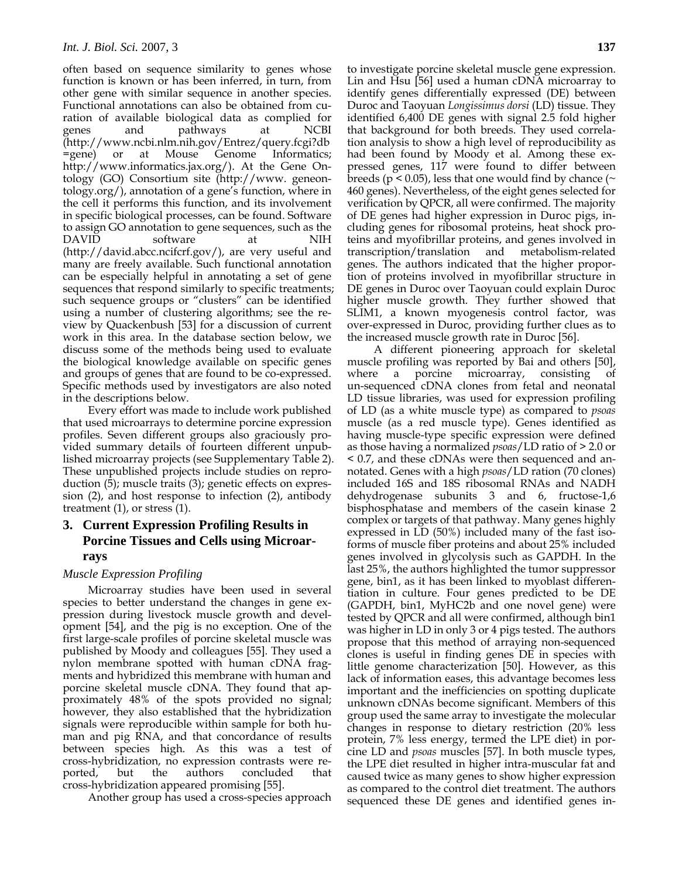often based on sequence similarity to genes whose function is known or has been inferred, in turn, from other gene with similar sequence in another species. Functional annotations can also be obtained from curation of available biological data as complied for genes and pathways at NCBI (http://www.ncbi.nlm.nih.gov/Entrez/query.fcgi?db=gene) or at Mouse Genome Informatics; http://www.informatics.jax.org/). At the Gene Ontology (GO) Consortium site (http://www.geneontology.org/), annotation of a gene's function, where in the cell it performs this function, and its involvement in specific biological processes, can be found. Software to assign GO annotation to gene sequences, such as the DAVID software at NIH (http://david.abcc.ncifcrf.gov/), are very useful and many are freely available. Such functional annotation can be especially helpful in annotating a set of gene sequences that respond similarly to specific treatments; such sequence groups or "clusters" can be identified using a number of clustering algorithms; see the review by Quackenbush [53] for a discussion of current work in this area. In the database section below, we discuss some of the methods being used to evaluate the biological knowledge available on specific genes and groups of genes that are found to be co-expressed. Specific methods used by investigators are also noted in the descriptions below.

Every effort was made to include work published that used microarrays to determine porcine expression profiles. Seven different groups also graciously provided summary details of fourteen different unpublished microarray projects (see Supplementary Table 2). These unpublished projects include studies on reproduction (5); muscle traits (3); genetic effects on expression (2), and host response to infection (2), antibody treatment (1), or stress (1).

## 3. Current Expression Profiling Results in Porcine Tissues and Cells using Microarrays

### *Muscle Expression Profiling*

Microarray studies have been used in several species to better understand the changes in gene expression during livestock muscle growth and development [54], and the pig is no exception. One of the first large-scale profiles of porcine skeletal muscle was published by Moody and colleagues [55]. They used a nylon membrane spotted with human cDNA fragments and hybridized this membrane with human and porcine skeletal muscle cDNA. They found that approximately 48% of the spots provided no signal; however, they also established that the hybridization signals were reproducible within sample for both human and pig RNA, and that concordance of results between species high. As this was a test of cross-hybridization, no expression contrasts were reported, but the authors concluded that cross-hybridization appeared promising [55].

Another group has used a cross-species approach to investigate porcine skeletal muscle gene expression. Lin and Hsu [56] used a human cDNA microarray to identify genes differentially expressed (DE) between Duroc and Taoyuan *Longissimus dorsi* (LD) tissue. They identified 6,400 DE genes with signal 2.5 fold higher that background for both breeds. They used correlation analysis to show a high level of reproducibility as had been found by Moody et al. Among these expressed genes, 117 were found to differ between breeds ($p < 0.05$), less that one would find by chance (~ 460 genes). Nevertheless, of the eight genes selected for verification by QPCR, all were confirmed. The majority of DE genes had higher expression in Duroc pigs, including genes for ribosomal proteins, heat shock proteins and myofibrillar proteins, and genes involved in transcription/translation and metabolism-related genes. The authors indicated that the higher proportion of proteins involved in myofibrillar structure in DE genes in Duroc over Taoyuan could explain Duroc higher muscle growth. They further showed that SLIM1, a known myogenesis control factor, was over-expressed in Duroc, providing further clues as to the increased muscle growth rate in Duroc [56].

A different pioneering approach for skeletal muscle profiling was reported by Bai and others [50], where a porcine microarray, consisting of un-sequenced cDNA clones from fetal and neonatal LD tissue libraries, was used for expression profiling of LD (as a white muscle type) as compared to *psoas* muscle (as a red muscle type). Genes identified as having muscle-type specific expression were defined as those having a normalized *psoas*/LD ratio of > 2.0 or < 0.7, and these cDNAs were then sequenced and annotated. Genes with a high *psoas*/LD ration (70 clones) included 16S and 18S ribosomal RNAs and NADH dehydrogenase subunits 3 and 6, fructose-1,6 bisphosphatase and members of the casein kinase 2 complex or targets of that pathway. Many genes highly expressed in LD (50%) included many of the fast isoforms of muscle fiber proteins and about 25% included genes involved in glycolysis such as GAPDH. In the last 25%, the authors highlighted the tumor suppressor gene, bin1, as it has been linked to myoblast differentiation in culture. Four genes predicted to be DE (GAPDH, bin1, MyHC2b and one novel gene) were tested by QPCR and all were confirmed, although bin1 was higher in LD in only 3 or 4 pigs tested. The authors propose that this method of arraying non-sequenced clones is useful in finding genes DE in species with little genome characterization [50]. However, as this lack of information eases, this advantage becomes less important and the inefficiencies on spotting duplicate unknown cDNAs become significant. Members of this group used the same array to investigate the molecular changes in response to dietary restriction (20% less protein, 7% less energy, termed the LPE diet) in porcine LD and *psoas* muscles [57]. In both muscle types, the LPE diet resulted in higher intra-muscular fat and caused twice as many genes to show higher expression as compared to the control diet treatment. The authors sequenced these DE genes and identified genes in-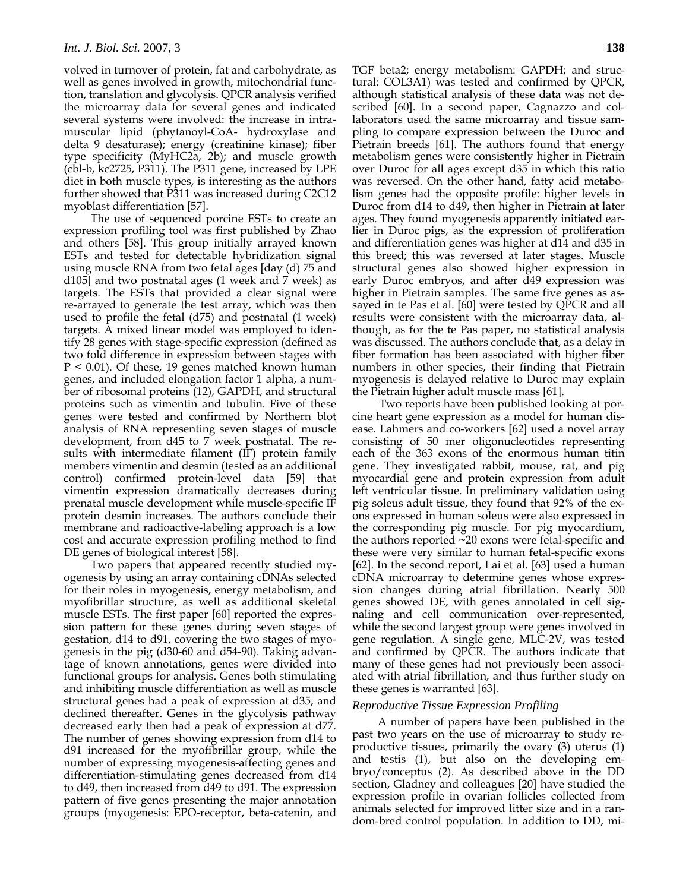volved in turnover of protein, fat and carbohydrate, as well as genes involved in growth, mitochondrial function, translation and glycolysis. QPCR analysis verified the microarray data for several genes and indicated several systems were involved: the increase in intramuscular lipid (phytanoyl-CoA- hydroxylase and delta 9 desaturase); energy (creatinine kinase); fiber type specificity (MyHC2a, 2b); and muscle growth (cbl-b, kc2725, P311). The P311 gene, increased by LPE diet in both muscle types, is interesting as the authors further showed that P311 was increased during C2C12 myoblast differentiation [57].

The use of sequenced porcine ESTs to create an expression profiling tool was first published by Zhao and others [58]. This group initially arrayed known ESTs and tested for detectable hybridization signal using muscle RNA from two fetal ages [day (d) 75 and d105] and two postnatal ages (1 week and 7 week) as targets. The ESTs that provided a clear signal were re-arrayed to generate the test array, which was then used to profile the fetal (d75) and postnatal (1 week) targets. A mixed linear model was employed to identify 28 genes with stage-specific expression (defined as two fold difference in expression between stages with $P < 0.01$). Of these, 19 genes matched known human genes, and included elongation factor 1 alpha, a number of ribosomal proteins (12), GAPDH, and structural proteins such as vimentin and tubulin. Five of these genes were tested and confirmed by Northern blot analysis of RNA representing seven stages of muscle development, from d45 to 7 week postnatal. The results with intermediate filament (IF) protein family members vimentin and desmin (tested as an additional control) confirmed protein-level data [59] that vimentin expression dramatically decreases during prenatal muscle development while muscle-specific IF protein desmin increases. The authors conclude their membrane and radioactive-labeling approach is a low cost and accurate expression profiling method to find DE genes of biological interest [58].

Two papers that appeared recently studied myogenesis by using an array containing cDNAs selected for their roles in myogenesis, energy metabolism, and myofibrillar structure, as well as additional skeletal muscle ESTs. The first paper [60] reported the expression pattern for these genes during seven stages of gestation, d14 to d91, covering the two stages of myogenesis in the pig (d30-60 and d54-90). Taking advantage of known annotations, genes were divided into functional groups for analysis. Genes both stimulating and inhibiting muscle differentiation as well as muscle structural genes had a peak of expression at d35, and declined thereafter. Genes in the glycolysis pathway decreased early then had a peak of expression at d77. The number of genes showing expression from d14 to d91 increased for the myofibrillar group, while the number of expressing myogenesis-affecting genes and differentiation-stimulating genes decreased from d14 to d49, then increased from d49 to d91. The expression pattern of five genes presenting the major annotation groups (myogenesis: EPO-receptor, beta-catenin, and TGF beta2; energy metabolism: GAPDH; and structural: COL3A1) was tested and confirmed by QPCR, although statistical analysis of these data was not described [60]. In a second paper, Cagnazzo and collaborators used the same microarray and tissue sampling to compare expression between the Duroc and Pietrain breeds [61]. The authors found that energy metabolism genes were consistently higher in Pietrain over Duroc for all ages except d35 in which this ratio was reversed. On the other hand, fatty acid metabolism genes had the opposite profile: higher levels in Duroc from d14 to d49, then higher in Pietrain at later ages. They found myogenesis apparently initiated earlier in Duroc pigs, as the expression of proliferation and differentiation genes was higher at d14 and d35 in this breed; this was reversed at later stages. Muscle structural genes also showed higher expression in early Duroc embryos, and after d49 expression was higher in Pietrain samples. The same five genes as assayed in te Pas et al. [60] were tested by QPCR and all results were consistent with the microarray data, although, as for the te Pas paper, no statistical analysis was discussed. The authors conclude that, as a delay in fiber formation has been associated with higher fiber numbers in other species, their finding that Pietrain myogenesis is delayed relative to Duroc may explain the Pietrain higher adult muscle mass [61].

Two reports have been published looking at porcine heart gene expression as a model for human disease. Lahmers and co-workers [62] used a novel array consisting of 50 mer oligonucleotides representing each of the 363 exons of the enormous human titin gene. They investigated rabbit, mouse, rat, and pig myocardial gene and protein expression from adult left ventricular tissue. In preliminary validation using pig soleus adult tissue, they found that 92% of the exons expressed in human soleus were also expressed in the corresponding pig muscle. For pig myocardium, the authors reported ~20 exons were fetal-specific and these were very similar to human fetal-specific exons [62]. In the second report, Lai et al. [63] used a human cDNA microarray to determine genes whose expression changes during atrial fibrillation. Nearly 500 genes showed DE, with genes annotated in cell signaling and cell communication over-represented, while the second largest group were genes involved in gene regulation. A single gene, MLC-2V, was tested and confirmed by QPCR. The authors indicate that many of these genes had not previously been associated with atrial fibrillation, and thus further study on these genes is warranted [63].

### *Reproductive Tissue Expression Profiling*

A number of papers have been published in the past two years on the use of microarray to study reproductive tissues, primarily the ovary (3) uterus (1) and testis (1), but also on the developing embryo/conceptus (2). As described above in the DD section, Gladney and colleagues [20] have studied the expression profile in ovarian follicles collected from animals selected for improved litter size and in a random-bred control population. In addition to DD, mi-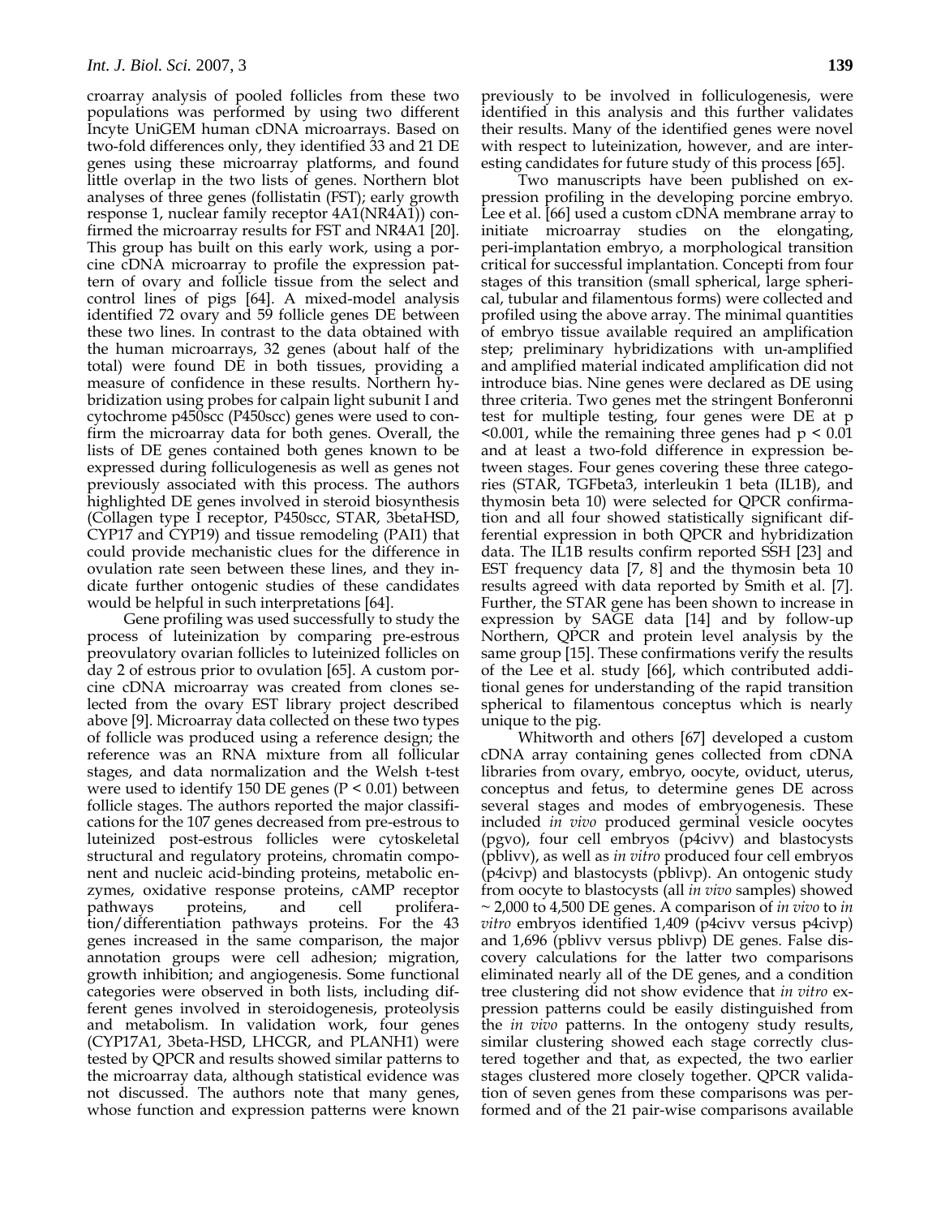croarray analysis of pooled follicles from these two populations was performed by using two different Incyte UniGEM human cDNA microarrays. Based on two-fold differences only, they identified 33 and 21 DE genes using these microarray platforms, and found little overlap in the two lists of genes. Northern blot analyses of three genes (follistatin (FST); early growth response 1, nuclear family receptor 4A1(NR4A1)) confirmed the microarray results for FST and NR4A1 [20]. This group has built on this early work, using a porcine cDNA microarray to profile the expression pattern of ovary and follicle tissue from the select and control lines of pigs [64]. A mixed-model analysis identified 72 ovary and 59 follicle genes DE between these two lines. In contrast to the data obtained with the human microarrays, 32 genes (about half of the total) were found DE in both tissues, providing a measure of confidence in these results. Northern hybridization using probes for calpain light subunit I and cytochrome p450scc (P450scc) genes were used to confirm the microarray data for both genes. Overall, the lists of DE genes contained both genes known to be expressed during folliculogenesis as well as genes not previously associated with this process. The authors highlighted DE genes involved in steroid biosynthesis (Collagen type I receptor, P450scc, STAR, 3betaHSD, CYP17 and CYP19) and tissue remodeling (PAI1) that could provide mechanistic clues for the difference in ovulation rate seen between these lines, and they indicate further ontogenic studies of these candidates would be helpful in such interpretations [64].

Gene profiling was used successfully to study the process of luteinization by comparing pre-estrous preovulatory ovarian follicles to luteinized follicles on day 2 of estrous prior to ovulation [65]. A custom porcine cDNA microarray was created from clones selected from the ovary EST library project described above [9]. Microarray data collected on these two types of follicle was produced using a reference design; the reference was an RNA mixture from all follicular stages, and data normalization and the Welsh t-test were used to identify 150 DE genes ($P < 0.01$) between follicle stages. The authors reported the major classifications for the 107 genes decreased from pre-estrous to luteinized post-estrous follicles were cytoskeletal structural and regulatory proteins, chromatin component and nucleic acid-binding proteins, metabolic enzymes, oxidative response proteins, cAMP receptor pathways proteins, and cell proliferation/differentiation pathways proteins. For the 43 genes increased in the same comparison, the major annotation groups were cell adhesion; migration, growth inhibition; and angiogenesis. Some functional categories were observed in both lists, including different genes involved in steroidogenesis, proteolysis and metabolism. In validation work, four genes (CYP17A1, 3beta-HSD, LHCGR, and PLANH1) were tested by QPCR and results showed similar patterns to the microarray data, although statistical evidence was not discussed. The authors note that many genes, whose function and expression patterns were known previously to be involved in folliculogenesis, were identified in this analysis and this further validates their results. Many of the identified genes were novel with respect to luteinization, however, and are interesting candidates for future study of this process [65].

Two manuscripts have been published on expression profiling in the developing porcine embryo. Lee et al. [66] used a custom cDNA membrane array to initiate microarray studies on the elongating, peri-implantation embryo, a morphological transition critical for successful implantation. Concepti from four stages of this transition (small spherical, large spherical, tubular and filamentous forms) were collected and profiled using the above array. The minimal quantities of embryo tissue available required an amplification step; preliminary hybridizations with un-amplified and amplified material indicated amplification did not introduce bias. Nine genes were declared as DE using three criteria. Two genes met the stringent Bonferonni test for multiple testing, four genes were DE at $p < 0.001$, while the remaining three genes had $p < 0.01$ and at least a two-fold difference in expression between stages. Four genes covering these three categories (STAR, TGFbeta3, interleukin 1 beta (IL1B), and thymosin beta 10) were selected for QPCR confirmation and all four showed statistically significant differential expression in both QPCR and hybridization data. The IL1B results confirm reported SSH [23] and EST frequency data [7, 8] and the thymosin beta 10 results agreed with data reported by Smith et al. [7]. Further, the STAR gene has been shown to increase in expression by SAGE data [14] and by follow-up Northern, QPCR and protein level analysis by the same group [15]. These confirmations verify the results of the Lee et al. study [66], which contributed additional genes for understanding of the rapid transition spherical to filamentous conceptus which is nearly unique to the pig.

Whitworth and others [67] developed a custom cDNA array containing genes collected from cDNA libraries from ovary, embryo, oocyte, oviduct, uterus, conceptus and fetus, to determine genes DE across several stages and modes of embryogenesis. These included *in vivo* produced germinal vesicle oocytes (pgvo), four cell embryos (p4civv) and blastocysts (pblivv), as well as *in vitro* produced four cell embryos (p4civp) and blastocysts (pblivp). An ontogenic study from oocyte to blastocysts (all *in vivo* samples) showed ~ 2,000 to 4,500 DE genes. A comparison of *in vivo* to *in vitro* embryos identified 1,409 (p4civv versus p4civp) and 1,696 (pblivv versus pblivp) DE genes. False discovery calculations for the latter two comparisons eliminated nearly all of the DE genes, and a condition tree clustering did not show evidence that *in vitro* expression patterns could be easily distinguished from the *in vivo* patterns. In the ontogeny study results, similar clustering showed each stage correctly clustered together and that, as expected, the two earlier stages clustered more closely together. QPCR validation of seven genes from these comparisons was performed and of the 21 pair-wise comparisons available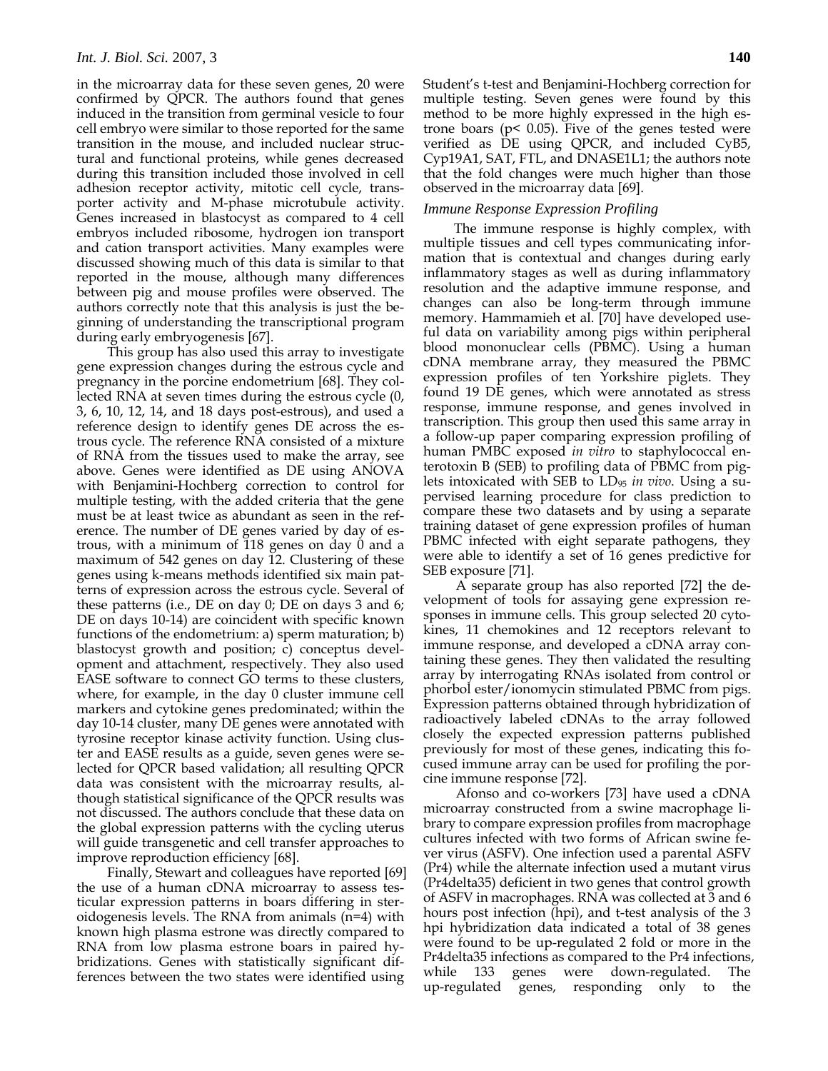in the microarray data for these seven genes, 20 were confirmed by QPCR. The authors found that genes induced in the transition from germinal vesicle to four cell embryo were similar to those reported for the same transition in the mouse, and included nuclear structural and functional proteins, while genes decreased during this transition included those involved in cell adhesion receptor activity, mitotic cell cycle, transporter activity and M-phase microtubule activity. Genes increased in blastocyst as compared to 4 cell embryos included ribosome, hydrogen ion transport and cation transport activities. Many examples were discussed showing much of this data is similar to that reported in the mouse, although many differences between pig and mouse profiles were observed. The authors correctly note that this analysis is just the beginning of understanding the transcriptional program during early embryogenesis [67].

This group has also used this array to investigate gene expression changes during the estrous cycle and pregnancy in the porcine endometrium [68]. They collected RNA at seven times during the estrous cycle (0, 3, 6, 10, 12, 14, and 18 days post-estrous), and used a reference design to identify genes DE across the estrous cycle. The reference RNA consisted of a mixture of RNA from the tissues used to make the array, see above. Genes were identified as DE using ANOVA with Benjamini-Hochberg correction to control for multiple testing, with the added criteria that the gene must be at least twice as abundant as seen in the reference. The number of DE genes varied by day of estrous, with a minimum of 118 genes on day 0 and a maximum of 542 genes on day 12. Clustering of these genes using k-means methods identified six main patterns of expression across the estrous cycle. Several of these patterns (i.e., DE on day 0; DE on days 3 and 6; DE on days 10-14) are coincident with specific known functions of the endometrium: a) sperm maturation; b) blastocyst growth and position; c) conceptus development and attachment, respectively. They also used EASE software to connect GO terms to these clusters, where, for example, in the day 0 cluster immune cell markers and cytokine genes predominated; within the day 10-14 cluster, many DE genes were annotated with tyrosine receptor kinase activity function. Using cluster and EASE results as a guide, seven genes were selected for QPCR based validation; all resulting QPCR data was consistent with the microarray results, although statistical significance of the QPCR results was not discussed. The authors conclude that these data on the global expression patterns with the cycling uterus will guide transgenetic and cell transfer approaches to improve reproduction efficiency [68].

Finally, Stewart and colleagues have reported [69] the use of a human cDNA microarray to assess testicular expression patterns in boars differing in steroidogenesis levels. The RNA from animals (n=4) with known high plasma estrone was directly compared to RNA from low plasma estrone boars in paired hybridizations. Genes with statistically significant differences between the two states were identified using Student's t-test and Benjamini-Hochberg correction for multiple testing. Seven genes were found by this method to be more highly expressed in the high estrone boars ($p < 0.05$). Five of the genes tested were verified as DE using QPCR, and included CyB5, Cyp19A1, SAT, FTL, and DNASE1L1; the authors note that the fold changes were much higher than those observed in the microarray data [69].

### *Immune Response Expression Profiling*

The immune response is highly complex, with multiple tissues and cell types communicating information that is contextual and changes during early inflammatory stages as well as during inflammatory resolution and the adaptive immune response, and changes can also be long-term through immune memory. Hammamieh et al. [70] have developed useful data on variability among pigs within peripheral blood mononuclear cells (PBMC). Using a human cDNA membrane array, they measured the PBMC expression profiles of ten Yorkshire piglets. They found 19 DE genes, which were annotated as stress response, immune response, and genes involved in transcription. This group then used this same array in a follow-up paper comparing expression profiling of human PMBC exposed *in vitro* to staphylococcal enterotoxin B (SEB) to profiling data of PBMC from piglets intoxicated with SEB to $LD_{95}$ *in vivo*. Using a supervised learning procedure for class prediction to compare these two datasets and by using a separate training dataset of gene expression profiles of human PBMC infected with eight separate pathogens, they were able to identify a set of 16 genes predictive for SEB exposure [71].

A separate group has also reported [72] the development of tools for assaying gene expression responses in immune cells. This group selected 20 cytokines, 11 chemokines and 12 receptors relevant to immune response, and developed a cDNA array containing these genes. They then validated the resulting array by interrogating RNAs isolated from control or phorbol ester/ionomycin stimulated PBMC from pigs. Expression patterns obtained through hybridization of radioactively labeled cDNAs to the array followed closely the expected expression patterns published previously for most of these genes, indicating this focused immune array can be used for profiling the porcine immune response [72].

Afonso and co-workers [73] have used a cDNA microarray constructed from a swine macrophage library to compare expression profiles from macrophage cultures infected with two forms of African swine fever virus (ASFV). One infection used a parental ASFV (Pr4) while the alternate infection used a mutant virus (Pr4delta35) deficient in two genes that control growth of ASFV in macrophages. RNA was collected at 3 and 6 hours post infection (hpi), and t-test analysis of the 3 hpi hybridization data indicated a total of 38 genes were found to be up-regulated 2 fold or more in the Pr4delta35 infections as compared to the Pr4 infections, while 133 genes were down-regulated. The up-regulated genes, responding only to the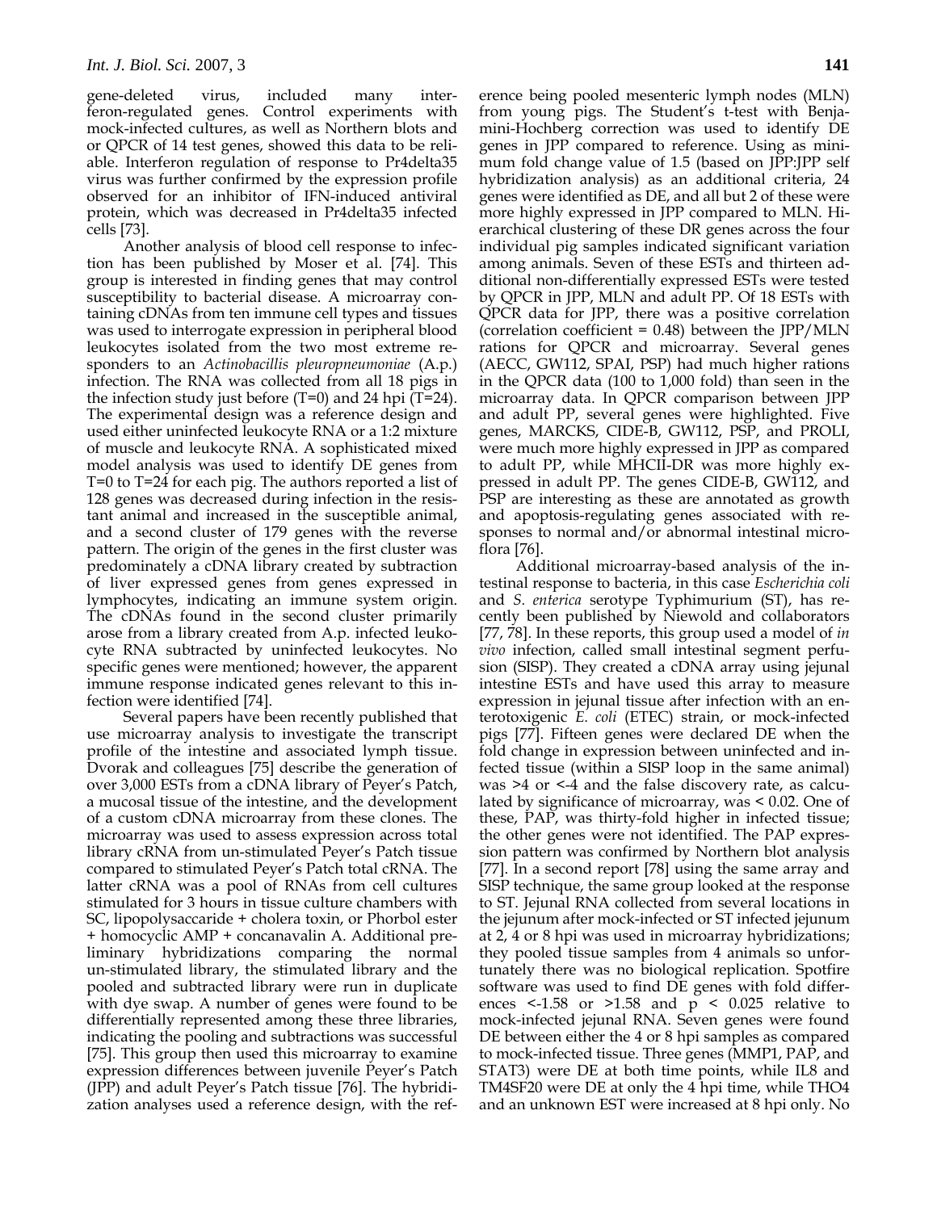gene-deleted virus, included many interferon-regulated genes. Control experiments with mock-infected cultures, as well as Northern blots and or QPCR of 14 test genes, showed this data to be reliable. Interferon regulation of response to Pr4delta35 virus was further confirmed by the expression profile observed for an inhibitor of IFN-induced antiviral protein, which was decreased in Pr4delta35 infected cells [73].

Another analysis of blood cell response to infection has been published by Moser et al. [74]. This group is interested in finding genes that may control susceptibility to bacterial disease. A microarray containing cDNAs from ten immune cell types and tissues was used to interrogate expression in peripheral blood leukocytes isolated from the two most extreme responders to an *Actinobacillis pleuropneumoniae* (A.p.) infection. The RNA was collected from all 18 pigs in the infection study just before (T=0) and 24 hpi (T=24). The experimental design was a reference design and used either uninfected leukocyte RNA or a 1:2 mixture of muscle and leukocyte RNA. A sophisticated mixed model analysis was used to identify DE genes from T=0 to T=24 for each pig. The authors reported a list of 128 genes was decreased during infection in the resistant animal and increased in the susceptible animal, and a second cluster of 179 genes with the reverse pattern. The origin of the genes in the first cluster was predominately a cDNA library created by subtraction of liver expressed genes from genes expressed in lymphocytes, indicating an immune system origin. The cDNAs found in the second cluster primarily arose from a library created from A.p. infected leukocyte RNA subtracted by uninfected leukocytes. No specific genes were mentioned; however, the apparent immune response indicated genes relevant to this infection were identified [74].

Several papers have been recently published that use microarray analysis to investigate the transcript profile of the intestine and associated lymph tissue. Dvorak and colleagues [75] describe the generation of over 3,000 ESTs from a cDNA library of Peyer's Patch, a mucosal tissue of the intestine, and the development of a custom cDNA microarray from these clones. The microarray was used to assess expression across total library cRNA from un-stimulated Peyer's Patch tissue compared to stimulated Peyer's Patch total cRNA. The latter cRNA was a pool of RNAs from cell cultures stimulated for 3 hours in tissue culture chambers with SC, lipopolysaccaride + cholera toxin, or Phorbol ester + homocyclic AMP + concanavalin A. Additional preliminary hybridizations comparing the normal un-stimulated library, the stimulated library and the pooled and subtracted library were run in duplicate with dye swap. A number of genes were found to be differentially represented among these three libraries, indicating the pooling and subtractions was successful [75]. This group then used this microarray to examine expression differences between juvenile Peyer's Patch (JPP) and adult Peyer's Patch tissue [76]. The hybridization analyses used a reference design, with the reference being pooled mesenteric lymph nodes (MLN) from young pigs. The Student's t-test with Benjamini-Hochberg correction was used to identify DE genes in JPP compared to reference. Using as minimum fold change value of 1.5 (based on JPP:JPP self hybridization analysis) as an additional criteria, 24 genes were identified as DE, and all but 2 of these were more highly expressed in JPP compared to MLN. Hierarchical clustering of these DR genes across the four individual pig samples indicated significant variation among animals. Seven of these ESTs and thirteen additional non-differentially expressed ESTs were tested by QPCR in JPP, MLN and adult PP. Of 18 ESTs with QPCR data for JPP, there was a positive correlation (correlation coefficient = 0.48) between the JPP/MLN rations for QPCR and microarray. Several genes (AECC, GW112, SPAI, PSP) had much higher rations in the QPCR data (100 to 1,000 fold) than seen in the microarray data. In QPCR comparison between JPP and adult PP, several genes were highlighted. Five genes, MARCKS, CIDE-B, GW112, PSP, and PROLI, were much more highly expressed in JPP as compared to adult PP, while MHCII-DR was more highly expressed in adult PP. The genes CIDE-B, GW112, and PSP are interesting as these are annotated as growth and apoptosis-regulating genes associated with responses to normal and/or abnormal intestinal microflora [76].

Additional microarray-based analysis of the intestinal response to bacteria, in this case *Escherichia coli* and *S. enterica* serotype Typhimurium (ST), has recently been published by Niewold and collaborators [77, 78]. In these reports, this group used a model of *in vivo* infection, called small intestinal segment perfusion (SISP). They created a cDNA array using jejunal intestine ESTs and have used this array to measure expression in jejunal tissue after infection with an enterotoxigenic *E. coli* (ETEC) strain, or mock-infected pigs [77]. Fifteen genes were declared DE when the fold change in expression between uninfected and infected tissue (within a SISP loop in the same animal) was >4 or <-4 and the false discovery rate, as calculated by significance of microarray, was < 0.02. One of these, PAP, was thirty-fold higher in infected tissue; the other genes were not identified. The PAP expression pattern was confirmed by Northern blot analysis [77]. In a second report [78] using the same array and SISP technique, the same group looked at the response to ST. Jejunal RNA collected from several locations in the jejunum after mock-infected or ST infected jejunum at 2, 4 or 8 hpi was used in microarray hybridizations; they pooled tissue samples from 4 animals so unfortunately there was no biological replication. Spotfire software was used to find DE genes with fold differences <-1.58 or >1.58 and $p < 0.025$ relative to mock-infected jejunal RNA. Seven genes were found DE between either the 4 or 8 hpi samples as compared to mock-infected tissue. Three genes (MMP1, PAP, and STAT3) were DE at both time points, while IL8 and TM4SF20 were DE at only the 4 hpi time, while THO4 and an unknown EST were increased at 8 hpi only. No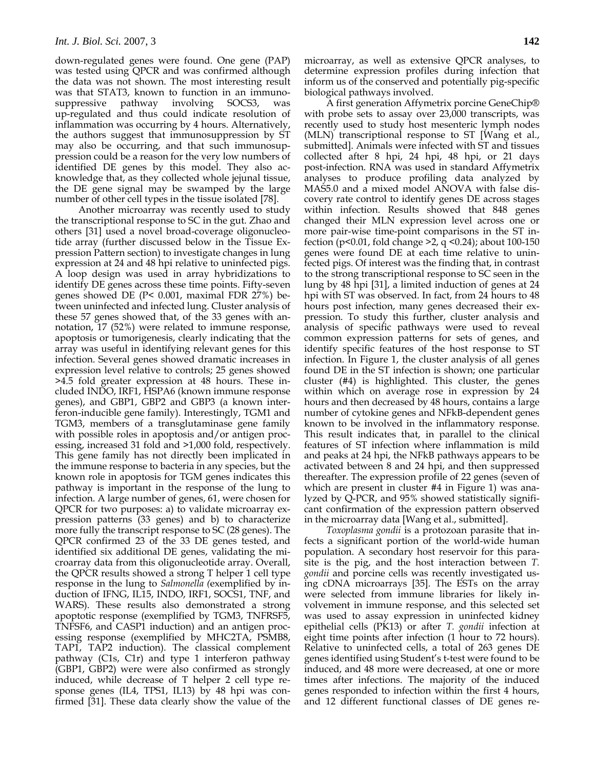down-regulated genes were found. One gene (PAP) was tested using QPCR and was confirmed although the data was not shown. The most interesting result was that STAT3, known to function in an immunosuppressive pathway involving SOCS3, was up-regulated and thus could indicate resolution of inflammation was occurring by 4 hours. Alternatively, the authors suggest that immunosuppression by ST may also be occurring, and that such immunosuppression could be a reason for the very low numbers of identified DE genes by this model. They also acknowledge that, as they collected whole jejunal tissue, the DE gene signal may be swamped by the large number of other cell types in the tissue isolated [78].

Another microarray was recently used to study the transcriptional response to SC in the gut. Zhao and others [31] used a novel broad-coverage oligonucleotide array (further discussed below in the Tissue Expression Pattern section) to investigate changes in lung expression at 24 and 48 hpi relative to uninfected pigs. A loop design was used in array hybridizations to identify DE genes across these time points. Fifty-seven genes showed DE ($P < 0.001$, maximal FDR 27%) between uninfected and infected lung. Cluster analysis of these 57 genes showed that, of the 33 genes with annotation, 17 (52%) were related to immune response, apoptosis or tumorigenesis, clearly indicating that the array was useful in identifying relevant genes for this infection. Several genes showed dramatic increases in expression level relative to controls; 25 genes showed >4.5 fold greater expression at 48 hours. These included INDO, IRF1, HSPA6 (known immune response genes), and GBP1, GBP2 and GBP3 (a known interferon-inducible gene family). Interestingly, TGM1 and TGM3, members of a transglutaminase gene family with possible roles in apoptosis and/or antigen processing, increased 31 fold and >1,000 fold, respectively. This gene family has not directly been implicated in the immune response to bacteria in any species, but the known role in apoptosis for TGM genes indicates this pathway is important in the response of the lung to infection. A large number of genes, 61, were chosen for QPCR for two purposes: a) to validate microarray expression patterns (33 genes) and b) to characterize more fully the transcript response to SC (28 genes). The QPCR confirmed 23 of the 33 DE genes tested, and identified six additional DE genes, validating the microarray data from this oligonucleotide array. Overall, the QPCR results showed a strong T helper 1 cell type response in the lung to *Salmonella (*exemplified by induction of IFNG, IL15, INDO, IRF1, SOCS1, TNF, and WARS). These results also demonstrated a strong apoptotic response (exemplified by TGM3, TNFRSF5, TNFSF6, and CASP1 induction) and an antigen processing response (exemplified by MHC2TA, PSMB8, TAP1, TAP2 induction). The classical complement pathway (C1s, C1r) and type 1 interferon pathway (GBP1, GBP2) were were also confirmed as strongly induced, while decrease of T helper 2 cell type response genes (IL4, TPS1, IL13) by 48 hpi was confirmed [31]. These data clearly show the value of the microarray, as well as extensive QPCR analyses, to determine expression profiles during infection that inform us of the conserved and potentially pig-specific biological pathways involved.

A first generation Affymetrix porcine GeneChip® with probe sets to assay over 23,000 transcripts, was recently used to study host mesenteric lymph nodes (MLN) transcriptional response to ST [Wang et al., submitted]. Animals were infected with ST and tissues collected after 8 hpi, 24 hpi, 48 hpi, or 21 days post-infection. RNA was used in standard Affymetrix analyses to produce profiling data analyzed by MAS5.0 and a mixed model ANOVA with false discovery rate control to identify genes DE across stages within infection. Results showed that 848 genes changed their MLN expression level across one or more pair-wise time-point comparisons in the ST infection ($p<0.01$, fold change >2, $q <0.24$); about 100-150 genes were found DE at each time relative to uninfected pigs. Of interest was the finding that, in contrast to the strong transcriptional response to SC seen in the lung by 48 hpi [31], a limited induction of genes at 24 hpi with ST was observed. In fact, from 24 hours to 48 hours post infection, many genes decreased their expression. To study this further, cluster analysis and analysis of specific pathways were used to reveal common expression patterns for sets of genes, and identify specific features of the host response to ST infection. In Figure 1, the cluster analysis of all genes found DE in the ST infection is shown; one particular cluster (#4) is highlighted. This cluster, the genes within which on average rose in expression by 24 hours and then decreased by 48 hours, contains a large number of cytokine genes and NFkB-dependent genes known to be involved in the inflammatory response. This result indicates that, in parallel to the clinical features of ST infection where inflammation is mild and peaks at 24 hpi, the NFkB pathways appears to be activated between 8 and 24 hpi, and then suppressed thereafter. The expression profile of 22 genes (seven of which are present in cluster #4 in Figure 1) was analyzed by Q-PCR, and 95% showed statistically significant confirmation of the expression pattern observed in the microarray data [Wang et al., submitted].

*Toxoplasma gondii* is a protozoan parasite that infects a significant portion of the world-wide human population. A secondary host reservoir for this parasite is the pig, and the host interaction between *T. gondii* and porcine cells was recently investigated using cDNA microarrays [35]. The ESTs on the array were selected from immune libraries for likely involvement in immune response, and this selected set was used to assay expression in uninfected kidney epithelial cells (PK13) or after *T. gondii* infection at eight time points after infection (1 hour to 72 hours). Relative to uninfected cells, a total of 263 genes DE genes identified using Student's t-test were found to be induced, and 48 more were decreased, at one or more times after infections. The majority of the induced genes responded to infection within the first 4 hours, and 12 different functional classes of DE genes re-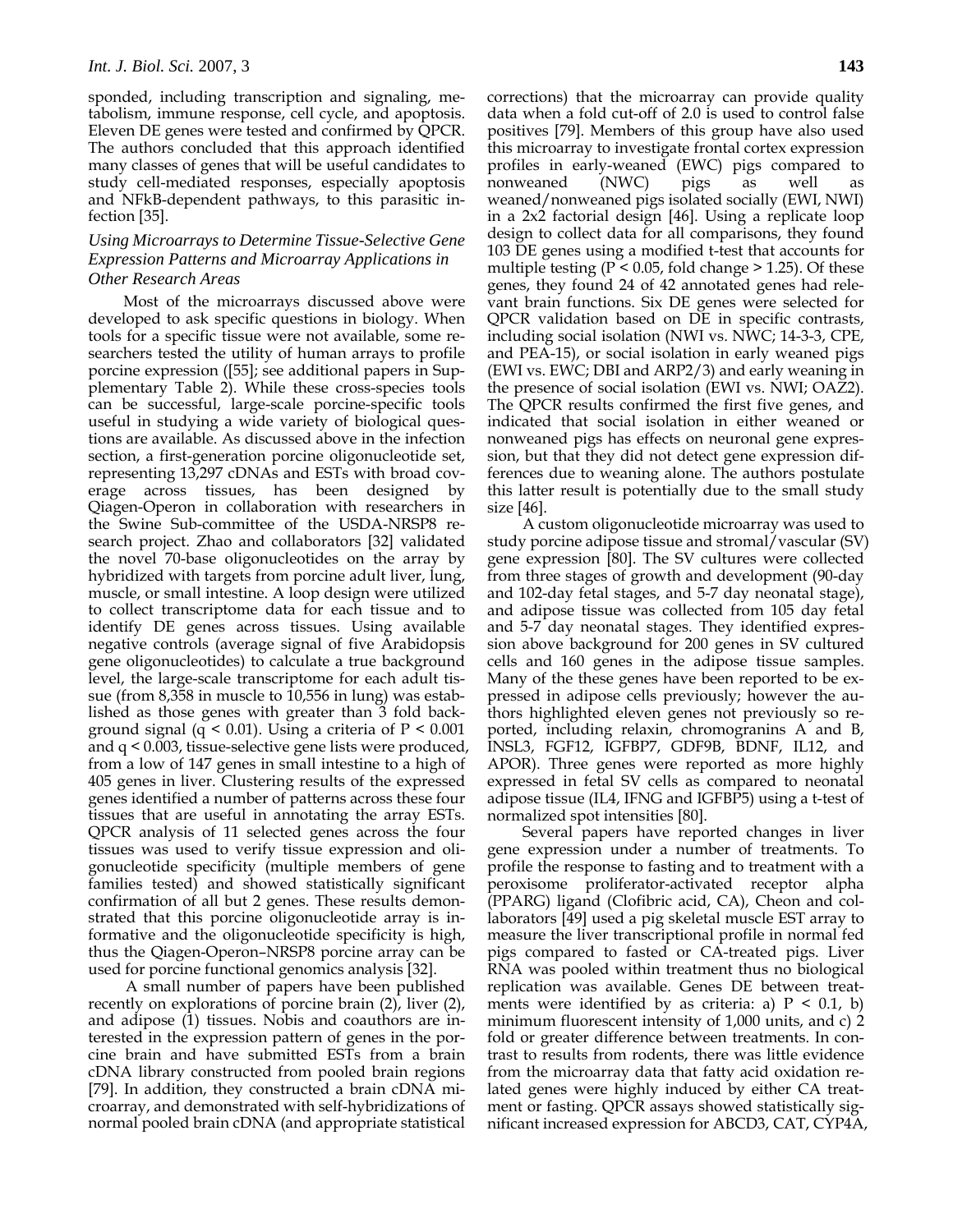sponded, including transcription and signaling, metabolism, immune response, cell cycle, and apoptosis. Eleven DE genes were tested and confirmed by QPCR. The authors concluded that this approach identified many classes of genes that will be useful candidates to study cell-mediated responses, especially apoptosis and NFkB-dependent pathways, to this parasitic infection [35].

### *Using Microarrays to Determine Tissue-Selective Gene Expression Patterns and Microarray Applications in Other Research Areas*

Most of the microarrays discussed above were developed to ask specific questions in biology. When tools for a specific tissue were not available, some researchers tested the utility of human arrays to profile porcine expression ([55]; see additional papers in Supplementary Table 2). While these cross-species tools can be successful, large-scale porcine-specific tools useful in studying a wide variety of biological questions are available. As discussed above in the infection section, a first-generation porcine oligonucleotide set, representing 13,297 cDNAs and ESTs with broad coverage across tissues, has been designed by Qiagen-Operon in collaboration with researchers in the Swine Sub-committee of the USDA-NRSP8 research project. Zhao and collaborators [32] validated the novel 70-base oligonucleotides on the array by hybridized with targets from porcine adult liver, lung, muscle, or small intestine. A loop design were utilized to collect transcriptome data for each tissue and to identify DE genes across tissues. Using available negative controls (average signal of five Arabidopsis gene oligonucleotides) to calculate a true background level, the large-scale transcriptome for each adult tissue (from 8,358 in muscle to 10,556 in lung) was established as those genes with greater than 3 fold background signal ($q < 0.01$). Using a criteria of $P < 0.001$ and $q < 0.003$, tissue-selective gene lists were produced, from a low of 147 genes in small intestine to a high of 405 genes in liver. Clustering results of the expressed genes identified a number of patterns across these four tissues that are useful in annotating the array ESTs. QPCR analysis of 11 selected genes across the four tissues was used to verify tissue expression and oligonucleotide specificity (multiple members of gene families tested) and showed statistically significant confirmation of all but 2 genes. These results demonstrated that this porcine oligonucleotide array is informative and the oligonucleotide specificity is high, thus the Qiagen-Operon–NRSP8 porcine array can be used for porcine functional genomics analysis [32].

A small number of papers have been published recently on explorations of porcine brain (2), liver (2), and adipose (1) tissues. Nobis and coauthors are interested in the expression pattern of genes in the porcine brain and have submitted ESTs from a brain cDNA library constructed from pooled brain regions [79]. In addition, they constructed a brain cDNA microarray, and demonstrated with self-hybridizations of normal pooled brain cDNA (and appropriate statistical corrections) that the microarray can provide quality data when a fold cut-off of 2.0 is used to control false positives [79]. Members of this group have also used this microarray to investigate frontal cortex expression profiles in early-weaned (EWC) pigs compared to nonweaned (NWC) pigs as well as weaned/nonweaned pigs isolated socially (EWI, NWI) in a 2x2 factorial design [46]. Using a replicate loop design to collect data for all comparisons, they found 103 DE genes using a modified t-test that accounts for multiple testing ($P < 0.05$, fold change > 1.25). Of these genes, they found 24 of 42 annotated genes had relevant brain functions. Six DE genes were selected for QPCR validation based on DE in specific contrasts, including social isolation (NWI vs. NWC; 14-3-3, CPE, and PEA-15), or social isolation in early weaned pigs (EWI vs. EWC; DBI and ARP2/3) and early weaning in the presence of social isolation (EWI vs. NWI; OAZ2). The QPCR results confirmed the first five genes, and indicated that social isolation in either weaned or nonweaned pigs has effects on neuronal gene expression, but that they did not detect gene expression differences due to weaning alone. The authors postulate this latter result is potentially due to the small study size [46].

A custom oligonucleotide microarray was used to study porcine adipose tissue and stromal/vascular (SV) gene expression [80]. The SV cultures were collected from three stages of growth and development (90-day and 102-day fetal stages, and 5-7 day neonatal stage), and adipose tissue was collected from 105 day fetal and 5-7 day neonatal stages. They identified expression above background for 200 genes in SV cultured cells and 160 genes in the adipose tissue samples. Many of the these genes have been reported to be expressed in adipose cells previously; however the authors highlighted eleven genes not previously so reported, including relaxin, chromogranins A and B, INSL3, FGF12, IGFBP7, GDF9B, BDNF, IL12, and APOR). Three genes were reported as more highly expressed in fetal SV cells as compared to neonatal adipose tissue (IL4, IFNG and IGFBP5) using a t-test of normalized spot intensities [80].

Several papers have reported changes in liver gene expression under a number of treatments. To profile the response to fasting and to treatment with a peroxisome proliferator-activated receptor alpha (PPARG) ligand (Clofibric acid, CA), Cheon and collaborators [49] used a pig skeletal muscle EST array to measure the liver transcriptional profile in normal fed pigs compared to fasted or CA-treated pigs. Liver RNA was pooled within treatment thus no biological replication was available. Genes DE between treatments were identified by as criteria: a) $P < 0.1$, b) minimum fluorescent intensity of 1,000 units, and c) 2 fold or greater difference between treatments. In contrast to results from rodents, there was little evidence from the microarray data that fatty acid oxidation related genes were highly induced by either CA treatment or fasting. QPCR assays showed statistically significant increased expression for ABCD3, CAT, CYP4A,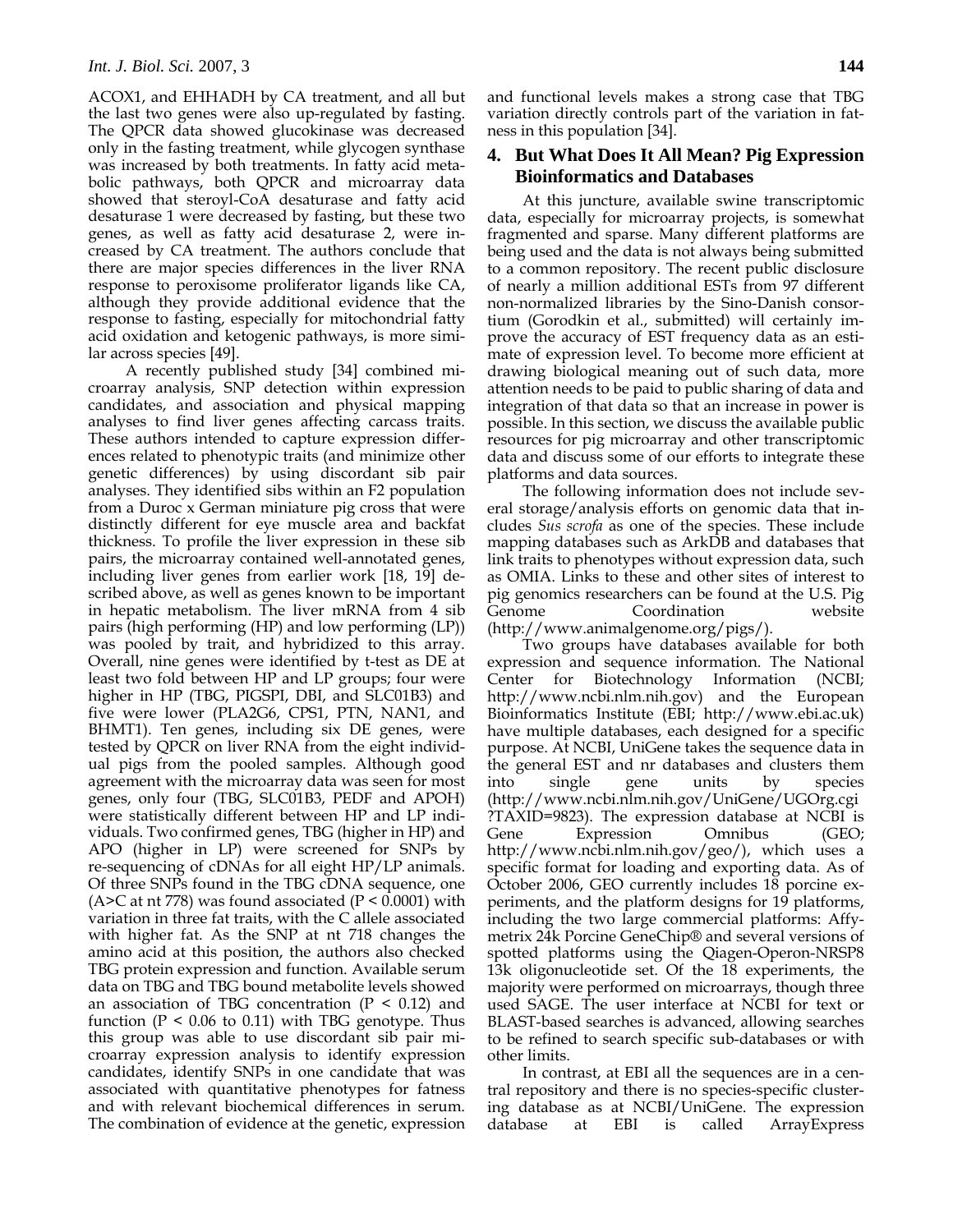ACOX1, and EHHADH by CA treatment, and all but the last two genes were also up-regulated by fasting. The QPCR data showed glucokinase was decreased only in the fasting treatment, while glycogen synthase was increased by both treatments. In fatty acid metabolic pathways, both QPCR and microarray data showed that steroyl-CoA desaturase and fatty acid desaturase 1 were decreased by fasting, but these two genes, as well as fatty acid desaturase 2, were increased by CA treatment. The authors conclude that there are major species differences in the liver RNA response to peroxisome proliferator ligands like CA, although they provide additional evidence that the response to fasting, especially for mitochondrial fatty acid oxidation and ketogenic pathways, is more similar across species [49].

A recently published study [34] combined microarray analysis, SNP detection within expression candidates, and association and physical mapping analyses to find liver genes affecting carcass traits. These authors intended to capture expression differences related to phenotypic traits (and minimize other genetic differences) by using discordant sib pair analyses. They identified sibs within an F2 population from a Duroc x German miniature pig cross that were distinctly different for eye muscle area and backfat thickness. To profile the liver expression in these sib pairs, the microarray contained well-annotated genes, including liver genes from earlier work [18, 19] described above, as well as genes known to be important in hepatic metabolism. The liver mRNA from 4 sib pairs (high performing (HP) and low performing (LP)) was pooled by trait, and hybridized to this array. Overall, nine genes were identified by t-test as DE at least two fold between HP and LP groups; four were higher in HP (TBG, PIGSPI, DBI, and SLC01B3) and five were lower (PLA2G6, CPS1, PTN, NAN1, and BHMT1). Ten genes, including six DE genes, were tested by QPCR on liver RNA from the eight individual pigs from the pooled samples. Although good agreement with the microarray data was seen for most genes, only four (TBG, SLC01B3, PEDF and APOH) were statistically different between HP and LP individuals. Two confirmed genes, TBG (higher in HP) and APO (higher in LP) were screened for SNPs by re-sequencing of cDNAs for all eight HP/LP animals. Of three SNPs found in the TBG cDNA sequence, one (A>C at nt 778) was found associated ($P < 0.0001$) with variation in three fat traits, with the C allele associated with higher fat. As the SNP at nt 718 changes the amino acid at this position, the authors also checked TBG protein expression and function. Available serum data on TBG and TBG bound metabolite levels showed an association of TBG concentration ($P < 0.12$) and function ($P < 0.06$ to $0.11$) with TBG genotype. Thus this group was able to use discordant sib pair microarray expression analysis to identify expression candidates, identify SNPs in one candidate that was associated with quantitative phenotypes for fatness and with relevant biochemical differences in serum. The combination of evidence at the genetic, expression and functional levels makes a strong case that TBG variation directly controls part of the variation in fatness in this population [34].

## 4. But What Does It All Mean? Pig Expression Bioinformatics and Databases

At this juncture, available swine transcriptomic data, especially for microarray projects, is somewhat fragmented and sparse. Many different platforms are being used and the data is not always being submitted to a common repository. The recent public disclosure of nearly a million additional ESTs from 97 different non-normalized libraries by the Sino-Danish consortium (Gorodkin et al., submitted) will certainly improve the accuracy of EST frequency data as an estimate of expression level. To become more efficient at drawing biological meaning out of such data, more attention needs to be paid to public sharing of data and integration of that data so that an increase in power is possible. In this section, we discuss the available public resources for pig microarray and other transcriptomic data and discuss some of our efforts to integrate these platforms and data sources.

The following information does not include several storage/analysis efforts on genomic data that includes *Sus scrofa* as one of the species. These include mapping databases such as ArkDB and databases that link traits to phenotypes without expression data, such as OMIA. Links to these and other sites of interest to pig genomics researchers can be found at the U.S. Pig Genome Coordination website (http://www.animalgenome.org/pigs/).

Two groups have databases available for both expression and sequence information. The National Center for Biotechnology Information (NCBI; http://www.ncbi.nlm.nih.gov) and the European Bioinformatics Institute (EBI; http://www.ebi.ac.uk) have multiple databases, each designed for a specific purpose. At NCBI, UniGene takes the sequence data in the general EST and nr databases and clusters them into single gene units by species (http://www.ncbi.nlm.nih.gov/UniGene/UGOrg.cgi?TAXID=9823). The expression database at NCBI is Gene Expression Omnibus (GEO; http://www.ncbi.nlm.nih.gov/geo/), which uses a specific format for loading and exporting data. As of October 2006, GEO currently includes 18 porcine experiments, and the platform designs for 19 platforms, including the two large commercial platforms: Affymetrix 24k Porcine GeneChip® and several versions of spotted platforms using the Qiagen-Operon-NRSP8 13k oligonucleotide set. Of the 18 experiments, the majority were performed on microarrays, though three used SAGE. The user interface at NCBI for text or BLAST-based searches is advanced, allowing searches to be refined to search specific sub-databases or with other limits.

In contrast, at EBI all the sequences are in a central repository and there is no species-specific clustering database as at NCBI/UniGene. The expression database at EBI is called ArrayExpress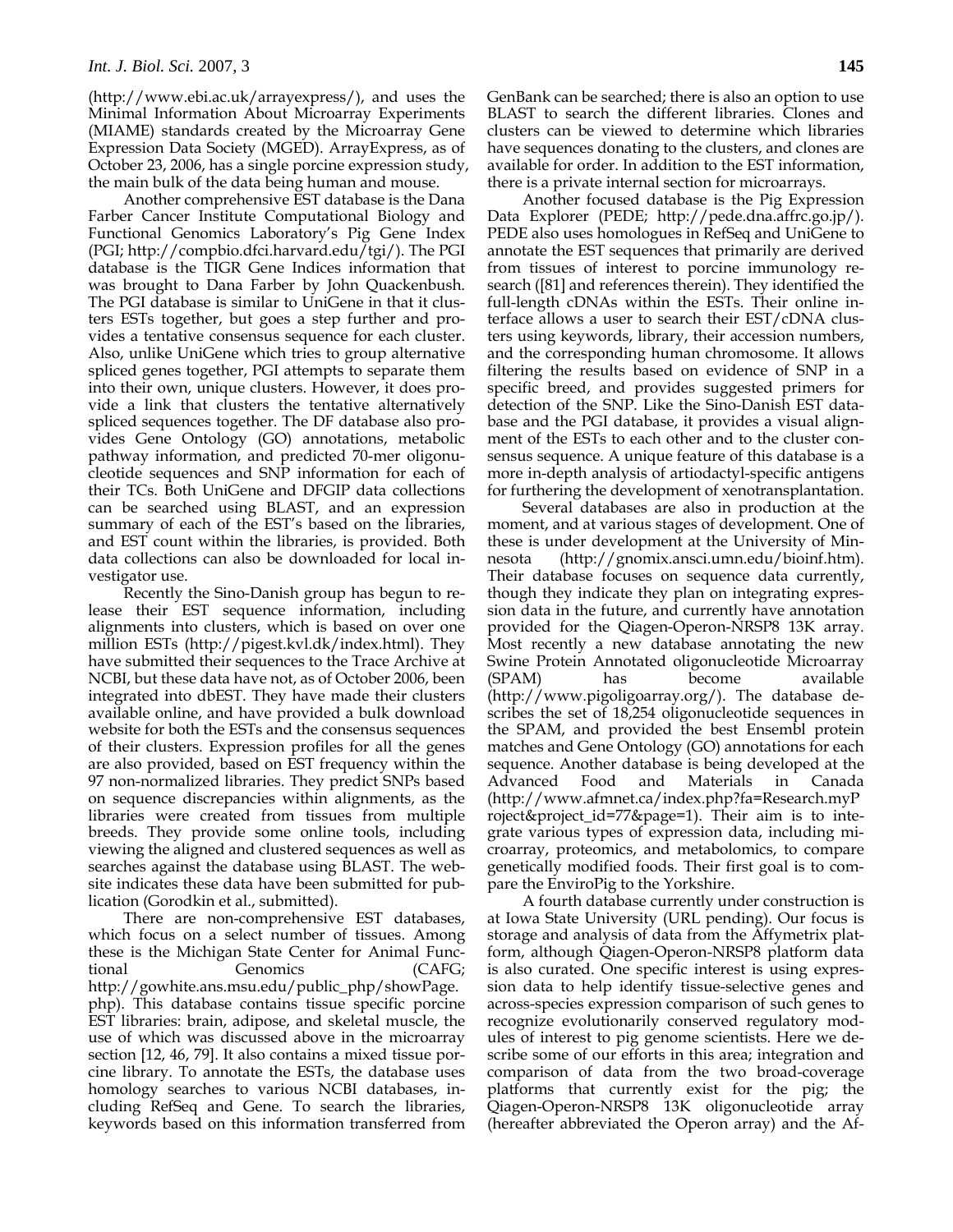(http://www.ebi.ac.uk/arrayexpress/), and uses the Minimal Information About Microarray Experiments (MIAME) standards created by the Microarray Gene Expression Data Society (MGED). ArrayExpress, as of October 23, 2006, has a single porcine expression study, the main bulk of the data being human and mouse.

Another comprehensive EST database is the Dana Farber Cancer Institute Computational Biology and Functional Genomics Laboratory's Pig Gene Index (PGI; http://compbio.dfci.harvard.edu/tgi/). The PGI database is the TIGR Gene Indices information that was brought to Dana Farber by John Quackenbush. The PGI database is similar to UniGene in that it clusters ESTs together, but goes a step further and provides a tentative consensus sequence for each cluster. Also, unlike UniGene which tries to group alternative spliced genes together, PGI attempts to separate them into their own, unique clusters. However, it does provide a link that clusters the tentative alternatively spliced sequences together. The DF database also provides Gene Ontology (GO) annotations, metabolic pathway information, and predicted 70-mer oligonucleotide sequences and SNP information for each of their TCs. Both UniGene and DFGIP data collections can be searched using BLAST, and an expression summary of each of the EST's based on the libraries, and EST count within the libraries, is provided. Both data collections can also be downloaded for local investigator use.

Recently the Sino-Danish group has begun to release their EST sequence information, including alignments into clusters, which is based on over one million ESTs (http://pigest.kvl.dk/index.html). They have submitted their sequences to the Trace Archive at NCBI, but these data have not, as of October 2006, been integrated into dbEST. They have made their clusters available online, and have provided a bulk download website for both the ESTs and the consensus sequences of their clusters. Expression profiles for all the genes are also provided, based on EST frequency within the 97 non-normalized libraries. They predict SNPs based on sequence discrepancies within alignments, as the libraries were created from tissues from multiple breeds. They provide some online tools, including viewing the aligned and clustered sequences as well as searches against the database using BLAST. The website indicates these data have been submitted for publication (Gorodkin et al., submitted).

There are non-comprehensive EST databases, which focus on a select number of tissues. Among these is the Michigan State Center for Animal Functional Genomics (CAFG; http://gowhite.ans.msu.edu/public_php/showPage.php). This database contains tissue specific porcine EST libraries: brain, adipose, and skeletal muscle, the use of which was discussed above in the microarray section [12, 46, 79]. It also contains a mixed tissue porcine library. To annotate the ESTs, the database uses homology searches to various NCBI databases, including RefSeq and Gene. To search the libraries, keywords based on this information transferred from GenBank can be searched; there is also an option to use BLAST to search the different libraries. Clones and clusters can be viewed to determine which libraries have sequences donating to the clusters, and clones are available for order. In addition to the EST information, there is a private internal section for microarrays.

Another focused database is the Pig Expression Data Explorer (PEDE; http://pede.dna.affrc.go.jp/). PEDE also uses homologues in RefSeq and UniGene to annotate the EST sequences that primarily are derived from tissues of interest to porcine immunology research ([81] and references therein). They identified the full-length cDNAs within the ESTs. Their online interface allows a user to search their EST/cDNA clusters using keywords, library, their accession numbers, and the corresponding human chromosome. It allows filtering the results based on evidence of SNP in a specific breed, and provides suggested primers for detection of the SNP. Like the Sino-Danish EST database and the PGI database, it provides a visual alignment of the ESTs to each other and to the cluster consensus sequence. A unique feature of this database is a more in-depth analysis of artiodactyl-specific antigens for furthering the development of xenotransplantation.

Several databases are also in production at the moment, and at various stages of development. One of these is under development at the University of Minnesota (http://gnomix.ansci.umn.edu/bioinf.htm). Their database focuses on sequence data currently, though they indicate they plan on integrating expression data in the future, and currently have annotation provided for the Qiagen-Operon-NRSP8 13K array. Most recently a new database annotating the new Swine Protein Annotated oligonucleotide Microarray (SPAM) has become available (http://www.pigoligoarray.org/). The database describes the set of 18,254 oligonucleotide sequences in the SPAM, and provided the best Ensembl protein matches and Gene Ontology (GO) annotations for each sequence. Another database is being developed at the Advanced Food and Materials in Canada (http://www.afmnet.ca/index.php?fa=Research.myProject&project_id=77&page=1). Their aim is to integrate various types of expression data, including microarray, proteomics, and metabolomics, to compare genetically modified foods. Their first goal is to compare the EnviroPig to the Yorkshire.

A fourth database currently under construction is at Iowa State University (URL pending). Our focus is storage and analysis of data from the Affymetrix platform, although Qiagen-Operon-NRSP8 platform data is also curated. One specific interest is using expression data to help identify tissue-selective genes and across-species expression comparison of such genes to recognize evolutionarily conserved regulatory modules of interest to pig genome scientists. Here we describe some of our efforts in this area; integration and comparison of data from the two broad-coverage platforms that currently exist for the pig; the Qiagen-Operon-NRSP8 13K oligonucleotide array (hereafter abbreviated the Operon array) and the Af-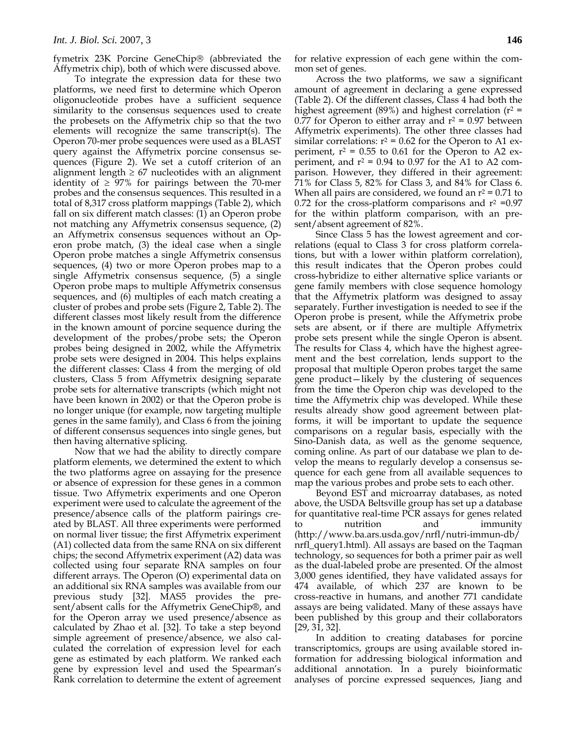fymetrix 23K Porcine GeneChip® (abbreviated the Affymetrix chip), both of which were discussed above.

To integrate the expression data for these two platforms, we need first to determine which Operon oligonucleotide probes have a sufficient sequence similarity to the consensus sequences used to create the probesets on the Affymetrix chip so that the two elements will recognize the same transcript(s). The Operon 70-mer probe sequences were used as a BLAST query against the Affymetrix porcine consensus sequences (Figure 2). We set a cutoff criterion of an alignment length ≥ 67 nucleotides with an alignment identity of ≥ 97% for pairings between the 70-mer probes and the consensus sequences. This resulted in a total of 8,317 cross platform mappings (Table 2), which fall on six different match classes: (1) an Operon probe not matching any Affymetrix consensus sequence, (2) an Affymetrix consensus sequences without an Operon probe match, (3) the ideal case when a single Operon probe matches a single Affymetrix consensus sequences, (4) two or more Operon probes map to a single Affymetrix consensus sequence, (5) a single Operon probe maps to multiple Affymetrix consensus sequences, and (6) multiples of each match creating a cluster of probes and probe sets (Figure 2, Table 2). The different classes most likely result from the difference in the known amount of porcine sequence during the development of the probes/probe sets; the Operon probes being designed in 2002, while the Affymetrix probe sets were designed in 2004. This helps explains the different classes: Class 4 from the merging of old clusters, Class 5 from Affymetrix designing separate probe sets for alternative transcripts (which might not have been known in 2002) or that the Operon probe is no longer unique (for example, now targeting multiple genes in the same family), and Class 6 from the joining of different consensus sequences into single genes, but then having alternative splicing.

Now that we had the ability to directly compare platform elements, we determined the extent to which the two platforms agree on assaying for the presence or absence of expression for these genes in a common tissue. Two Affymetrix experiments and one Operon experiment were used to calculate the agreement of the presence/absence calls of the platform pairings created by BLAST. All three experiments were performed on normal liver tissue; the first Affymetrix experiment (A1) collected data from the same RNA on six different chips; the second Affymetrix experiment (A2) data was collected using four separate RNA samples on four different arrays. The Operon (O) experimental data on an additional six RNA samples was available from our previous study [32]. MAS5 provides the present/absent calls for the Affymetrix GeneChip®, and for the Operon array we used presence/absence as calculated by Zhao et al. [32]. To take a step beyond simple agreement of presence/absence, we also calculated the correlation of expression level for each gene as estimated by each platform. We ranked each gene by expression level and used the Spearman's Rank correlation to determine the extent of agreement for relative expression of each gene within the common set of genes.

Across the two platforms, we saw a significant amount of agreement in declaring a gene expressed (Table 2). Of the different classes, Class 4 had both the highest agreement (89%) and highest correlation ($r^2$ = 0.77 for Operon to either array and $r^2$ = 0.97 between Affymetrix experiments). The other three classes had similar correlations: $r^2$ = 0.62 for the Operon to A1 experiment, $r^2$ = 0.55 to 0.61 for the Operon to A2 experiment, and $r^2$ = 0.94 to 0.97 for the A1 to A2 comparison. However, they differed in their agreement: 71% for Class 5, 82% for Class 3, and 84% for Class 6. When all pairs are considered, we found an $r^2$ = 0.71 to 0.72 for the cross-platform comparisons and $r^2$ =0.97 for the within platform comparison, with an present/absent agreement of 82%.

Since Class 5 has the lowest agreement and correlations (equal to Class 3 for cross platform correlations, but with a lower within platform correlation), this result indicates that the Operon probes could cross-hybridize to either alternative splice variants or gene family members with close sequence homology that the Affymetrix platform was designed to assay separately. Further investigation is needed to see if the Operon probe is present, while the Affymetrix probe sets are absent, or if there are multiple Affymetrix probe sets present while the single Operon is absent. The results for Class 4, which have the highest agreement and the best correlation, lends support to the proposal that multiple Operon probes target the same gene product—likely by the clustering of sequences from the time the Operon chip was developed to the time the Affymetrix chip was developed. While these results already show good agreement between platforms, it will be important to update the sequence comparisons on a regular basis, especially with the Sino-Danish data, as well as the genome sequence, coming online. As part of our database we plan to develop the means to regularly develop a consensus sequence for each gene from all available sequences to map the various probes and probe sets to each other.

Beyond EST and microarray databases, as noted above, the USDA Beltsville group has set up a database for quantitative real-time PCR assays for genes related to nutrition and immunity (http://www.ba.ars.usda.gov/nrfl/nutri-immun-db/nrfl_query1.html). All assays are based on the Taqman technology, so sequences for both a primer pair as well as the dual-labeled probe are presented. Of the almost 3,000 genes identified, they have validated assays for 474 available, of which 237 are known to be cross-reactive in humans, and another 771 candidate assays are being validated. Many of these assays have been published by this group and their collaborators [29, 31, 32].

In addition to creating databases for porcine transcriptomics, groups are using available stored information for addressing biological information and additional annotation. In a purely bioinformatic analyses of porcine expressed sequences, Jiang and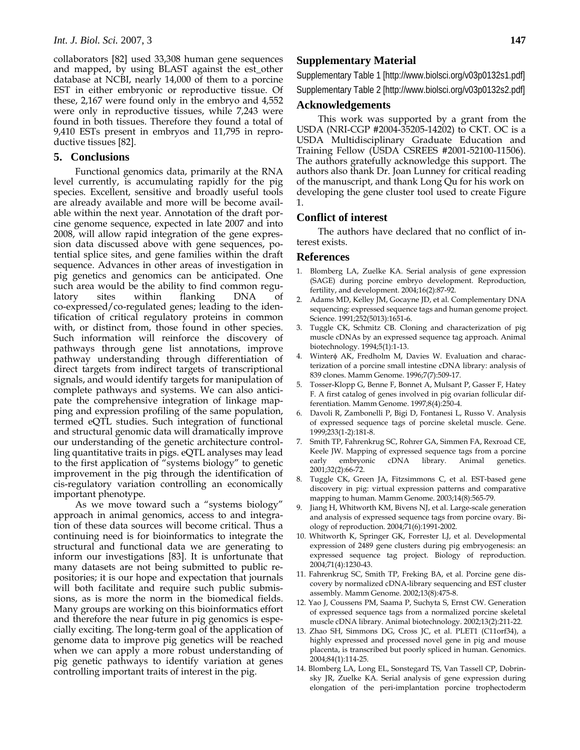collaborators [82] used 33,308 human gene sequences and mapped, by using BLAST against the est_other database at NCBI, nearly 14,000 of them to a porcine EST in either embryonic or reproductive tissue. Of these, 2,167 were found only in the embryo and 4,552 were only in reproductive tissues, while 7,243 were found in both tissues. Therefore they found a total of 9,410 ESTs present in embryos and 11,795 in reproductive tissues [82].

## 5. Conclusions

Functional genomics data, primarily at the RNA level currently, is accumulating rapidly for the pig species. Excellent, sensitive and broadly useful tools are already available and more will be become available within the next year. Annotation of the draft porcine genome sequence, expected in late 2007 and into 2008, will allow rapid integration of the gene expression data discussed above with gene sequences, potential splice sites, and gene families within the draft sequence. Advances in other areas of investigation in pig genetics and genomics can be anticipated. One such area would be the ability to find common regulatory sites within flanking DNA of co-expressed/co-regulated genes; leading to the identification of critical regulatory proteins in common with, or distinct from, those found in other species. Such information will reinforce the discovery of pathways through gene list annotations, improve pathway understanding through differentiation of direct targets from indirect targets of transcriptional signals, and would identify targets for manipulation of complete pathways and systems. We can also anticipate the comprehensive integration of linkage mapping and expression profiling of the same population, termed eQTL studies. Such integration of functional and structural genomic data will dramatically improve our understanding of the genetic architecture controlling quantitative traits in pigs. eQTL analyses may lead to the first application of "systems biology" to genetic improvement in the pig through the identification of cis-regulatory variation controlling an economically important phenotype.

As we move toward such a "systems biology" approach in animal genomics, access to and integration of these data sources will become critical. Thus a continuing need is for bioinformatics to integrate the structural and functional data we are generating to inform our investigations [83]. It is unfortunate that many datasets are not being submitted to public repositories; it is our hope and expectation that journals will both facilitate and require such public submissions, as is more the norm in the biomedical fields. Many groups are working on this bioinformatics effort and therefore the near future in pig genomics is especially exciting. The long-term goal of the application of genome data to improve pig genetics will be reached when we can apply a more robust understanding of pig genetic pathways to identify variation at genes controlling important traits of interest in the pig.

## Supplementary Material

Supplementary Table 1 [http://www.biolsci.org/v03p0132s1.pdf]

Supplementary Table 2 [http://www.biolsci.org/v03p0132s2.pdf]

## Acknowledgements

This work was supported by a grant from the USDA (NRI-CGP #2004-35205-14202) to CKT. OC is a USDA Multidisciplinary Graduate Education and Training Fellow (USDA CSREES #2001-52100-11506). The authors gratefully acknowledge this support. The authors also thank Dr. Joan Lunney for critical reading of the manuscript, and thank Long Qu for his work on developing the gene cluster tool used to create Figure 1.

## Conflict of interest

The authors have declared that no conflict of interest exists.

## References

1. Blomberg LA, Zuelke KA. Serial analysis of gene expression (SAGE) during porcine embryo development. Reproduction, fertility, and development. 2004;16(2):87-92.
2. Adams MD, Kelley JM, Gocayne JD, et al. Complementary DNA sequencing: expressed sequence tags and human genome project. Science. 1991;252(5013):1651-6.
3. Tuggle CK, Schmitz CB. Cloning and characterization of pig muscle cDNAs by an expressed sequence tag approach. Animal biotechnology. 1994;5(1):1-13.
4. Winterϕ AK, Fredholm M, Davies W. Evaluation and characterization of a porcine small intestine cDNA library: analysis of 839 clones. Mamm Genome. 1996;7(7):509-17.
5. Tosser-Klopp G, Benne F, Bonnet A, Mulsant P, Gasser F, Hatey F. A first catalog of genes involved in pig ovarian follicular differentiation. Mamm Genome. 1997;8(4):250-4.
6. Davoli R, Zambonelli P, Bigi D, Fontanesi L, Russo V. Analysis of expressed sequence tags of porcine skeletal muscle. Gene. 1999;233(1-2):181-8.
7. Smith TP, Fahrenkrug SC, Rohrer GA, Simmen FA, Rexroad CE, Keele JW. Mapping of expressed sequence tags from a porcine early embryonic cDNA library. Animal genetics. 2001;32(2):66-72.
8. Tuggle CK, Green JA, Fitzsimmons C, et al. EST-based gene discovery in pig: virtual expression patterns and comparative mapping to human. Mamm Genome. 2003;14(8):565-79.
9. Jiang H, Whitworth KM, Bivens NJ, et al. Large-scale generation and analysis of expressed sequence tags from porcine ovary. Biology of reproduction. 2004;71(6):1991-2002.
10. Whitworth K, Springer GK, Forrester LJ, et al. Developmental expression of 2489 gene clusters during pig embryogenesis: an expressed sequence tag project. Biology of reproduction. 2004;71(4):1230-43.
11. Fahrenkrug SC, Smith TP, Freking BA, et al. Porcine gene discovery by normalized cDNA-library sequencing and EST cluster assembly. Mamm Genome. 2002;13(8):475-8.
12. Yao J, Coussens PM, Saama P, Suchyta S, Ernst CW. Generation of expressed sequence tags from a normalized porcine skeletal muscle cDNA library. Animal biotechnology. 2002;13(2):211-22.
13. Zhao SH, Simmons DG, Cross JC, et al. PLET1 (C11orf34), a highly expressed and processed novel gene in pig and mouse placenta, is transcribed but poorly spliced in human. Genomics. 2004;84(1):114-25.
14. Blomberg LA, Long EL, Sonstegard TS, Van Tassell CP, Dobrinsky JR, Zuelke KA. Serial analysis of gene expression during elongation of the peri-implantation porcine trophectoderm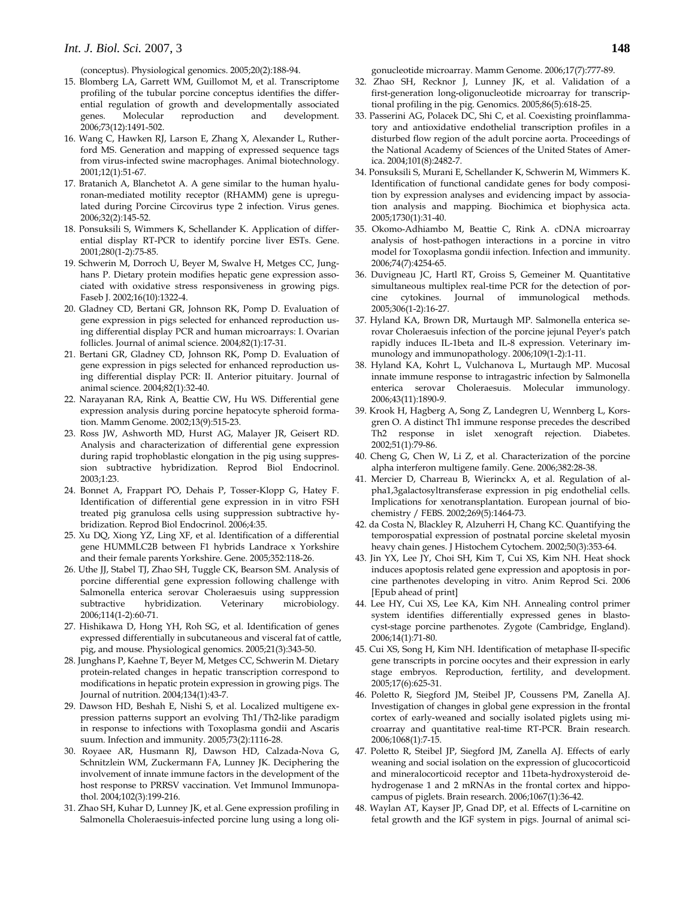(conceptus). Physiological genomics. 2005;20(2):188-94.

15. Blomberg LA, Garrett WM, Guillomot M, et al. Transcriptome profiling of the tubular porcine conceptus identifies the differential regulation of growth and developmentally associated genes. Molecular reproduction and development. 2006;73(12):1491-502.
16. Wang C, Hawken RJ, Larson E, Zhang X, Alexander L, Rutherford MS. Generation and mapping of expressed sequence tags from virus-infected swine macrophages. Animal biotechnology. 2001;12(1):51-67.
17. Bratanich A, Blanchetot A. A gene similar to the human hyaluronan-mediated motility receptor (RHAMM) gene is upregulated during Porcine Circovirus type 2 infection. Virus genes. 2006;32(2):145-52.
18. Ponsuksili S, Wimmers K, Schellander K. Application of differential display RT-PCR to identify porcine liver ESTs. Gene. 2001;280(1-2):75-85.
19. Schwerin M, Dorroch U, Beyer M, Swalve H, Metges CC, Junghans P. Dietary protein modifies hepatic gene expression associated with oxidative stress responsiveness in growing pigs. Faseb J. 2002;16(10):1322-4.
20. Gladney CD, Bertani GR, Johnson RK, Pomp D. Evaluation of gene expression in pigs selected for enhanced reproduction using differential display PCR and human microarrays: I. Ovarian follicles. Journal of animal science. 2004;82(1):17-31.
21. Bertani GR, Gladney CD, Johnson RK, Pomp D. Evaluation of gene expression in pigs selected for enhanced reproduction using differential display PCR: II. Anterior pituitary. Journal of animal science. 2004;82(1):32-40.
22. Narayanan RA, Rink A, Beattie CW, Hu WS. Differential gene expression analysis during porcine hepatocyte spheroid formation. Mamm Genome. 2002;13(9):515-23.
23. Ross JW, Ashworth MD, Hurst AG, Malayer JR, Geisert RD. Analysis and characterization of differential gene expression during rapid trophoblastic elongation in the pig using suppression subtractive hybridization. Reprod Biol Endocrinol. 2003;1:23.
24. Bonnet A, Frappart PO, Dehais P, Tosser-Klopp G, Hatey F. Identification of differential gene expression in in vitro FSH treated pig granulosa cells using suppression subtractive hybridization. Reprod Biol Endocrinol. 2006;4:35.
25. Xu DQ, Xiong YZ, Ling XF, et al. Identification of a differential gene HUMMLC2B between F1 hybrids Landrace x Yorkshire and their female parents Yorkshire. Gene. 2005;352:118-26.
26. Uthe JJ, Stabel TJ, Zhao SH, Tuggle CK, Bearson SM. Analysis of porcine differential gene expression following challenge with Salmonella enterica serovar Choleraesuis using suppression subtractive hybridization. Veterinary microbiology. 2006;114(1-2):60-71.
27. Hishikawa D, Hong YH, Roh SG, et al. Identification of genes expressed differentially in subcutaneous and visceral fat of cattle, pig, and mouse. Physiological genomics. 2005;21(3):343-50.
28. Junghans P, Kaehne T, Beyer M, Metges CC, Schwerin M. Dietary protein-related changes in hepatic transcription correspond to modifications in hepatic protein expression in growing pigs. The Journal of nutrition. 2004;134(1):43-7.
29. Dawson HD, Beshah E, Nishi S, et al. Localized multigene expression patterns support an evolving Th1/Th2-like paradigm in response to infections with Toxoplasma gondii and Ascaris suum. Infection and immunity. 2005;73(2):1116-28.
30. Royaee AR, Husmann RJ, Dawson HD, Calzada-Nova G, Schnitzlein WM, Zuckermann FA, Lunney JK. Deciphering the involvement of innate immune factors in the development of the host response to PRRSV vaccination. Vet Immunol Immunopathol. 2004;102(3):199-216.
31. Zhao SH, Kuhar D, Lunney JK, et al. Gene expression profiling in Salmonella Choleraesuis-infected porcine lung using a long oligonucleotide microarray. Mamm Genome. 2006;17(7):777-89.
32. Zhao SH, Recknor J, Lunney JK, et al. Validation of a first-generation long-oligonucleotide microarray for transcriptional profiling in the pig. Genomics. 2005;86(5):618-25.
33. Passerini AG, Polacek DC, Shi C, et al. Coexisting proinflammatory and antioxidative endothelial transcription profiles in a disturbed flow region of the adult porcine aorta. Proceedings of the National Academy of Sciences of the United States of America. 2004;101(8):2482-7.
34. Ponsuksili S, Murani E, Schellander K, Schwerin M, Wimmers K. Identification of functional candidate genes for body composition by expression analyses and evidencing impact by association analysis and mapping. Biochimica et biophysica acta. 2005;1730(1):31-40.
35. Okomo-Adhiambo M, Beattie C, Rink A. cDNA microarray analysis of host-pathogen interactions in a porcine in vitro model for Toxoplasma gondii infection. Infection and immunity. 2006;74(7):4254-65.
36. Duvigneau JC, Hartl RT, Groiss S, Gemeiner M. Quantitative simultaneous multiplex real-time PCR for the detection of porcine cytokines. Journal of immunological methods. 2005;306(1-2):16-27.
37. Hyland KA, Brown DR, Murtaugh MP. Salmonella enterica serovar Choleraesuis infection of the porcine jejunal Peyer's patch rapidly induces IL-1beta and IL-8 expression. Veterinary immunology and immunopathology. 2006;109(1-2):1-11.
38. Hyland KA, Kohrt L, Vulchanova L, Murtaugh MP. Mucosal innate immune response to intragastric infection by Salmonella enterica serovar Choleraesuis. Molecular immunology. 2006;43(11):1890-9.
39. Krook H, Hagberg A, Song Z, Landegren U, Wennberg L, Korsgren O. A distinct Th1 immune response precedes the described Th2 response in islet xenograft rejection. Diabetes. 2002;51(1):79-86.
40. Cheng G, Chen W, Li Z, et al. Characterization of the porcine alpha interferon multigene family. Gene. 2006;382:28-38.
41. Mercier D, Charreau B, Wierinckx A, et al. Regulation of alpha1,3galactosyltransferase expression in pig endothelial cells. Implications for xenotransplantation. European journal of biochemistry / FEBS. 2002;269(5):1464-73.
42. da Costa N, Blackley R, Alzuherri H, Chang KC. Quantifying the temporospatial expression of postnatal porcine skeletal myosin heavy chain genes. J Histochem Cytochem. 2002;50(3):353-64.
43. Jin YX, Lee JY, Choi SH, Kim T, Cui XS, Kim NH. Heat shock induces apoptosis related gene expression and apoptosis in porcine parthenotes developing in vitro. Anim Reprod Sci. 2006 [Epub ahead of print]
44. Lee HY, Cui XS, Lee KA, Kim NH. Annealing control primer system identifies differentially expressed genes in blastocyst-stage porcine parthenotes. Zygote (Cambridge, England). 2006;14(1):71-80.
45. Cui XS, Song H, Kim NH. Identification of metaphase II-specific gene transcripts in porcine oocytes and their expression in early stage embryos. Reproduction, fertility, and development. 2005;17(6):625-31.
46. Poletto R, Siegford JM, Steibel JP, Coussens PM, Zanella AJ. Investigation of changes in global gene expression in the frontal cortex of early-weaned and socially isolated piglets using microarray and quantitative real-time RT-PCR. Brain research. 2006;1068(1):7-15.
47. Poletto R, Steibel JP, Siegford JM, Zanella AJ. Effects of early weaning and social isolation on the expression of glucocorticoid and mineralocorticoid receptor and 11beta-hydroxysteroid dehydrogenase 1 and 2 mRNAs in the frontal cortex and hippocampus of piglets. Brain research. 2006;1067(1):36-42.
48. Waylan AT, Kayser JP, Gnad DP, et al. Effects of L-carnitine on fetal growth and the IGF system in pigs. Journal of animal sci-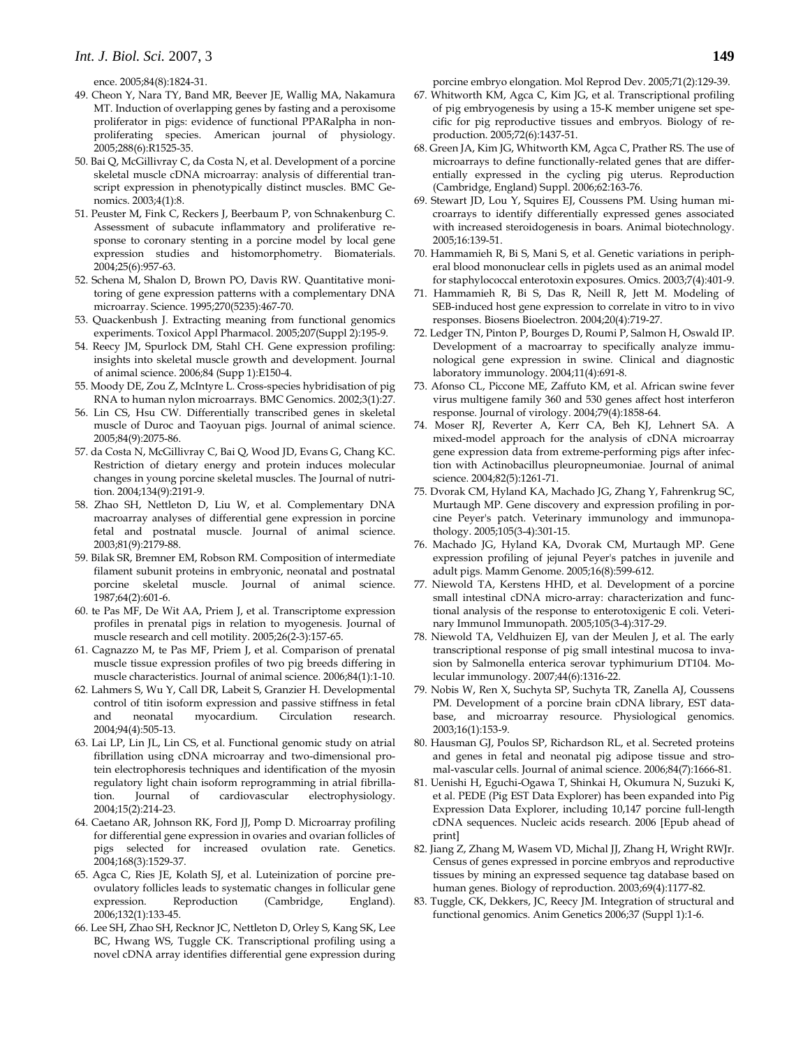ence. 2005;84(8):1824-31.

49. Cheon Y, Nara TY, Band MR, Beever JE, Wallig MA, Nakamura MT. Induction of overlapping genes by fasting and a peroxisome proliferator in pigs: evidence of functional PPARalpha in nonproliferating species. American journal of physiology. 2005;288(6):R1525-35.
50. Bai Q, McGillivray C, da Costa N, et al. Development of a porcine skeletal muscle cDNA microarray: analysis of differential transcript expression in phenotypically distinct muscles. BMC Genomics. 2003;4(1):8.
51. Peuster M, Fink C, Reckers J, Beerbaum P, von Schnakenburg C. Assessment of subacute inflammatory and proliferative response to coronary stenting in a porcine model by local gene expression studies and histomorphometry. Biomaterials. 2004;25(6):957-63.
52. Schena M, Shalon D, Davis RW, Brown PO. Quantitative monitoring of gene expression patterns with a complementary DNA microarray. Science. 1995;270(5235):467-70.
53. Quackenbush J. Extracting meaning from functional genomics experiments. Toxicol Appl Pharmacol. 2005;207(Suppl 2):195-9.
54. Reecy JM, Spurlock DM, Stahl CH. Gene expression profiling: insights into skeletal muscle growth and development. Journal of animal science. 2006;84 (Supp 1):E150-4.
55. Moody DE, Zou Z, McIntyre L. Cross-species hybridisation of pig RNA to human nylon microarrays. BMC Genomics. 2002;3(1):27.
56. Lin CS, Hsu CW. Differentially transcribed genes in skeletal muscle of Duroc and Taoyuan pigs. Journal of animal science. 2005;84(9):2075-86.
57. da Costa N, McGillivray C, Bai Q, Wood JD, Evans G, Chang KC. Restriction of dietary energy and protein induces molecular changes in young porcine skeletal muscles. The Journal of nutrition. 2004;134(9):2191-9.
58. Zhao SH, Nettleton D, Liu W, et al. Complementary DNA macroarray analyses of differential gene expression in porcine fetal and postnatal muscle. Journal of animal science. 2003;81(9):2179-88.
59. Bilak SR, Bremner EM, Robson RM. Composition of intermediate filament subunit proteins in embryonic, neonatal and postnatal porcine skeletal muscle. Journal of animal science. 1987;64(2):601-6.
60. te Pas MF, De Wit AA, Priem J, et al. Transcriptome expression profiles in prenatal pigs in relation to myogenesis. Journal of muscle research and cell motility. 2005;26(2-3):157-65.
61. Cagnazzo M, te Pas MF, Priem J, et al. Comparison of prenatal muscle tissue expression profiles of two pig breeds differing in muscle characteristics. Journal of animal science. 2006;84(1):1-10.
62. Lahmers S, Wu Y, Call DR, Labeit S, Granzier H. Developmental control of titin isoform expression and passive stiffness in fetal and neonatal myocardium. Circulation research. 2004;94(4):505-13.
63. Lai LP, Lin JL, Lin CS, et al. Functional genomic study on atrial fibrillation using cDNA microarray and two-dimensional protein electrophoresis techniques and identification of the myosin regulatory light chain isoform reprogramming in atrial fibrillation. Journal of cardiovascular electrophysiology. 2004;15(2):214-23.
64. Caetano AR, Johnson RK, Ford JJ, Pomp D. Microarray profiling for differential gene expression in ovaries and ovarian follicles of pigs selected for increased ovulation rate. Genetics. 2004;168(3):1529-37.
65. Agca C, Ries JE, Kolath SJ, et al. Luteinization of porcine preovulatory follicles leads to systematic changes in follicular gene expression. Reproduction (Cambridge, England). 2006;132(1):133-45.
66. Lee SH, Zhao SH, Recknor JC, Nettleton D, Orley S, Kang SK, Lee BC, Hwang WS, Tuggle CK. Transcriptional profiling using a novel cDNA array identifies differential gene expression during porcine embryo elongation. Mol Reprod Dev. 2005;71(2):129-39.
67. Whitworth KM, Agca C, Kim JG, et al. Transcriptional profiling of pig embryogenesis by using a 15-K member unigene set specific for pig reproductive tissues and embryos. Biology of reproduction. 2005;72(6):1437-51.
68. Green JA, Kim JG, Whitworth KM, Agca C, Prather RS. The use of microarrays to define functionally-related genes that are differentially expressed in the cycling pig uterus. Reproduction (Cambridge, England) Suppl. 2006;62:163-76.
69. Stewart JD, Lou Y, Squires EJ, Coussens PM. Using human microarrays to identify differentially expressed genes associated with increased steroidogenesis in boars. Animal biotechnology. 2005;16:139-51.
70. Hammamieh R, Bi S, Mani S, et al. Genetic variations in peripheral blood mononuclear cells in piglets used as an animal model for staphylococcal enterotoxin exposures. Omics. 2003;7(4):401-9.
71. Hammamieh R, Bi S, Das R, Neill R, Jett M. Modeling of SEB-induced host gene expression to correlate in vitro to in vivo responses. Biosens Bioelectron. 2004;20(4):719-27.
72. Ledger TN, Pinton P, Bourges D, Roumi P, Salmon H, Oswald IP. Development of a macroarray to specifically analyze immunological gene expression in swine. Clinical and diagnostic laboratory immunology. 2004;11(4):691-8.
73. Afonso CL, Piccone ME, Zaffuto KM, et al. African swine fever virus multigene family 360 and 530 genes affect host interferon response. Journal of virology. 2004;79(4):1858-64.
74. Moser RJ, Reverter A, Kerr CA, Beh KJ, Lehnert SA. A mixed-model approach for the analysis of cDNA microarray gene expression data from extreme-performing pigs after infection with Actinobacillus pleuropneumoniae. Journal of animal science. 2004;82(5):1261-71.
75. Dvorak CM, Hyland KA, Machado JG, Zhang Y, Fahrenkrug SC, Murtaugh MP. Gene discovery and expression profiling in porcine Peyer's patch. Veterinary immunology and immunopathology. 2005;105(3-4):301-15.
76. Machado JG, Hyland KA, Dvorak CM, Murtaugh MP. Gene expression profiling of jejunal Peyer's patches in juvenile and adult pigs. Mamm Genome. 2005;16(8):599-612.
77. Niewold TA, Kerstens HHD, et al. Development of a porcine small intestinal cDNA micro-array: characterization and functional analysis of the response to enterotoxigenic E coli. Veterinary Immunol Immunopath. 2005;105(3-4):317-29.
78. Niewold TA, Veldhuizen EJ, van der Meulen J, et al. The early transcriptional response of pig small intestinal mucosa to invasion by Salmonella enterica serovar typhimurium DT104. Molecular immunology. 2007;44(6):1316-22.
79. Nobis W, Ren X, Suchyta SP, Suchyta TR, Zanella AJ, Coussens PM. Development of a porcine brain cDNA library, EST database, and microarray resource. Physiological genomics. 2003;16(1):153-9.
80. Hausman GJ, Poulos SP, Richardson RL, et al. Secreted proteins and genes in fetal and neonatal pig adipose tissue and stromal-vascular cells. Journal of animal science. 2006;84(7):1666-81.
81. Uenishi H, Eguchi-Ogawa T, Shinkai H, Okumura N, Suzuki K, et al. PEDE (Pig EST Data Explorer) has been expanded into Pig Expression Data Explorer, including 10,147 porcine full-length cDNA sequences. Nucleic acids research. 2006 [Epub ahead of print]
82. Jiang Z, Zhang M, Wasem VD, Michal JJ, Zhang H, Wright RWJr. Census of genes expressed in porcine embryos and reproductive tissues by mining an expressed sequence tag database based on human genes. Biology of reproduction. 2003;69(4):1177-82.
83. Tuggle, CK, Dekkers, JC, Reecy JM. Integration of structural and functional genomics. Anim Genetics 2006;37 (Suppl 1):1-6.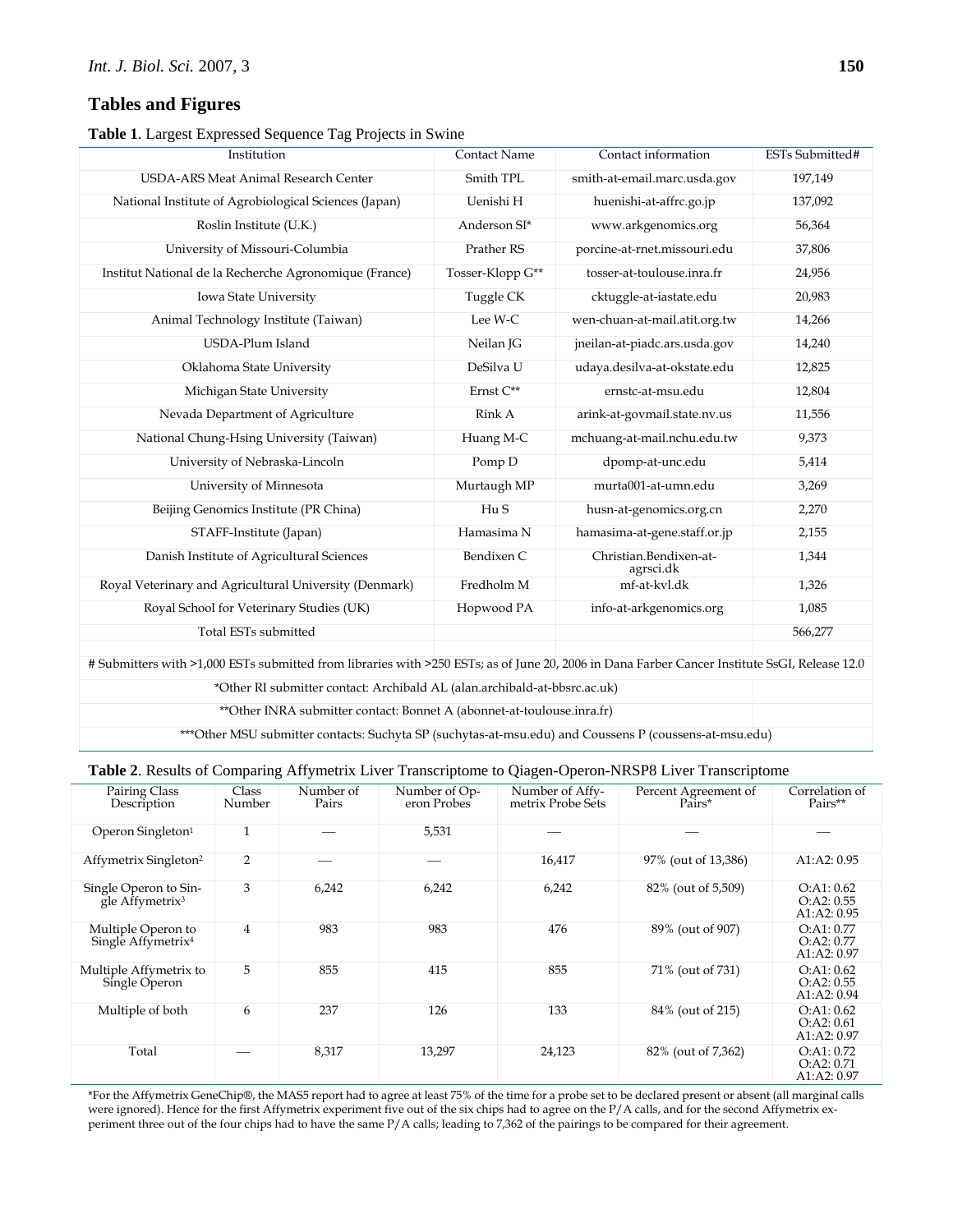## Tables and Figures

**Table 1**. Largest Expressed Sequence Tag Projects in Swine

| Institution | Contact Name | Contact information | ESTs Submitted# |
|---|---|---|---|
| USDA-ARS Meat Animal Research Center | Smith TPL | smith-at-email.marc.usda.gov | 197,149 |
| National Institute of Agrobiological Sciences (Japan) | Uenishi H | huenishi-at-affrc.go.jp | 137,092 |
| Roslin Institute (U.K.) | Anderson SI* | www.arkgenomics.org | 56,364 |
| University of Missouri-Columbia | Prather RS | porcine-at-rnet.missouri.edu | 37,806 |
| Institut National de la Recherche Agronomique (France) | Tosser-Klopp G** | tosser-at-toulouse.inra.fr | 24,956 |
| Iowa State University | Tuggle CK | cktuggle-at-iastate.edu | 20,983 |
| Animal Technology Institute (Taiwan) | Lee W-C | wen-chuan-at-mail.atit.org.tw | 14,266 |
| USDA-Plum Island | Neilan JG | jneilan-at-piadc.ars.usda.gov | 14,240 |
| Oklahoma State University | DeSilva U | udaya.desilva-at-okstate.edu | 12,825 |
| Michigan State University | Ernst C** | ernstc-at-msu.edu | 12,804 |
| Nevada Department of Agriculture | Rink A | arink-at-govmail.state.nv.us | 11,556 |
| National Chung-Hsing University (Taiwan) | Huang M-C | mchuang-at-mail.nchu.edu.tw | 9,373 |
| University of Nebraska-Lincoln | Pomp D | dpomp-at-unc.edu | 5,414 |
| University of Minnesota | Murtaugh MP | murta001-at-umn.edu | 3,269 |
| Beijing Genomics Institute (PR China) | Hu S | husn-at-genomics.org.cn | 2,270 |
| STAFF-Institute (Japan) | Hamasima N | hamasima-at-gene.staff.or.jp | 2,155 |
| Danish Institute of Agricultural Sciences | Bendixen C | Christian.Bendixen-at-agrsci.dk | 1,344 |
| Royal Veterinary and Agricultural University (Denmark) | Fredholm M | mf-at-kvl.dk | 1,326 |
| Royal School for Veterinary Studies (UK) | Hopwood PA | info-at-arkgenomics.org | 1,085 |
| Total ESTs submitted | | | 566,277 |

# Submitters with >1,000 ESTs submitted from libraries with >250 ESTs; as of June 20, 2006 in Dana Farber Cancer Institute SsGI, Release 12.0

*Other RI submitter contact: Archibald AL (alan.archibald-at-bbsrc.ac.uk)

**Other INRA submitter contact: Bonnet A (abonnet-at-toulouse.inra.fr)

***Other MSU submitter contacts: Suchyta SP (suchytas-at-msu.edu) and Coussens P (coussens-at-msu.edu)

**Table 2**. Results of Comparing Affymetrix Liver Transcriptome to Qiagen-Operon-NRSP8 Liver Transcriptome

| Pairing Class Description | Class Number | Number of Pairs | Number of Operon Probes | Number of Affymetrix Probe Sets | Percent Agreement of Pairs* | Correlation of Pairs** |
|---|---|---|---|---|---|---|
| Operon Singleton[1] | 1 | — | 5,531 | — | — | — |
| Affymetrix Singleton[2] | 2 | — | — | 16,417 | 97% (out of 13,386) | A1:A2: 0.95 |
| Single Operon to Single Affymetrix[3] | 3 | 6,242 | 6,242 | 6,242 | 82% (out of 5,509) | O:A1: 0.62 O:A2: 0.55 A1:A2: 0.95 |
| Multiple Operon to Single Affymetrix[4] | 4 | 983 | 983 | 476 | 89% (out of 907) | O:A1: 0.77 O:A2: 0.77 A1:A2: 0.97 |
| Multiple Affymetrix to Single Operon | 5 | 855 | 415 | 855 | 71% (out of 731) | O:A1: 0.62 O:A2: 0.55 A1:A2: 0.94 |
| Multiple of both | 6 | 237 | 126 | 133 | 84% (out of 215) | O:A1: 0.62 O:A2: 0.61 A1:A2: 0.97 |
| Total | — | 8,317 | 13,297 | 24,123 | 82% (out of 7,362) | O:A1: 0.72 O:A2: 0.71 A1:A2: 0.97 |

*For the Affymetrix GeneChip®, the MAS5 report had to agree at least 75% of the time for a probe set to be declared present or absent (all marginal calls were ignored). Hence for the first Affymetrix experiment five out of the six chips had to agree on the P/A calls, and for the second Affymetrix experiment three out of the four chips had to have the same P/A calls; leading to 7,362 of the pairings to be compared for their agreement.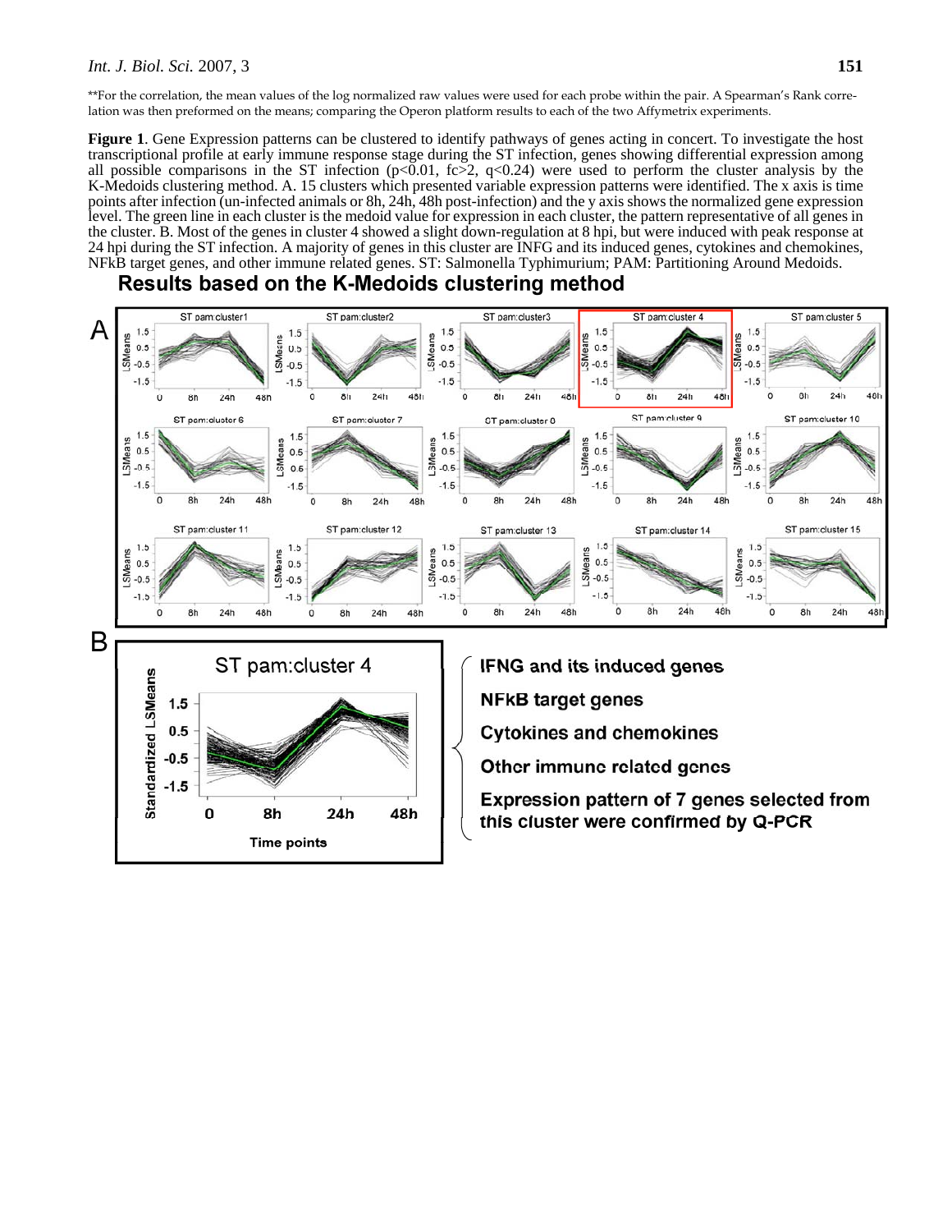**For the correlation, the mean values of the log normalized raw values were used for each probe within the pair. A Spearman's Rank correlation was then preformed on the means; comparing the Operon platform results to each of the two Affymetrix experiments.

**Figure 1**. Gene Expression patterns can be clustered to identify pathways of genes acting in concert. To investigate the host transcriptional profile at early immune response stage during the ST infection, genes showing differential expression among all possible comparisons in the ST infection ($p<0.01$, $fc>2$, $q<0.24$) were used to perform the cluster analysis by the K-Medoids clustering method. A. 15 clusters which presented variable expression patterns were identified. The x axis is time points after infection (un-infected animals or 8h, 24h, 48h post-infection) and the y axis shows the normalized gene expression level. The green line in each cluster is the medoid value for expression in each cluster, the pattern representative of all genes in the cluster. B. Most of the genes in cluster 4 showed a slight down-regulation at 8 hpi, but were induced with peak response at 24 hpi during the ST infection. A majority of genes in this cluster are INFG and its induced genes, cytokines and chemokines, NFkB target genes, and other immune related genes. ST: Salmonella Typhimurium; PAM: Partitioning Around Medoids.

**Results based on the K-Medoids clustering method**

**IFNG and its induced genes**

**NFkB target genes**

**Cytokines and chemokines**

**Other immune related genes**

**Expression pattern of 7 genes selected from this cluster were confirmed by Q-PCR**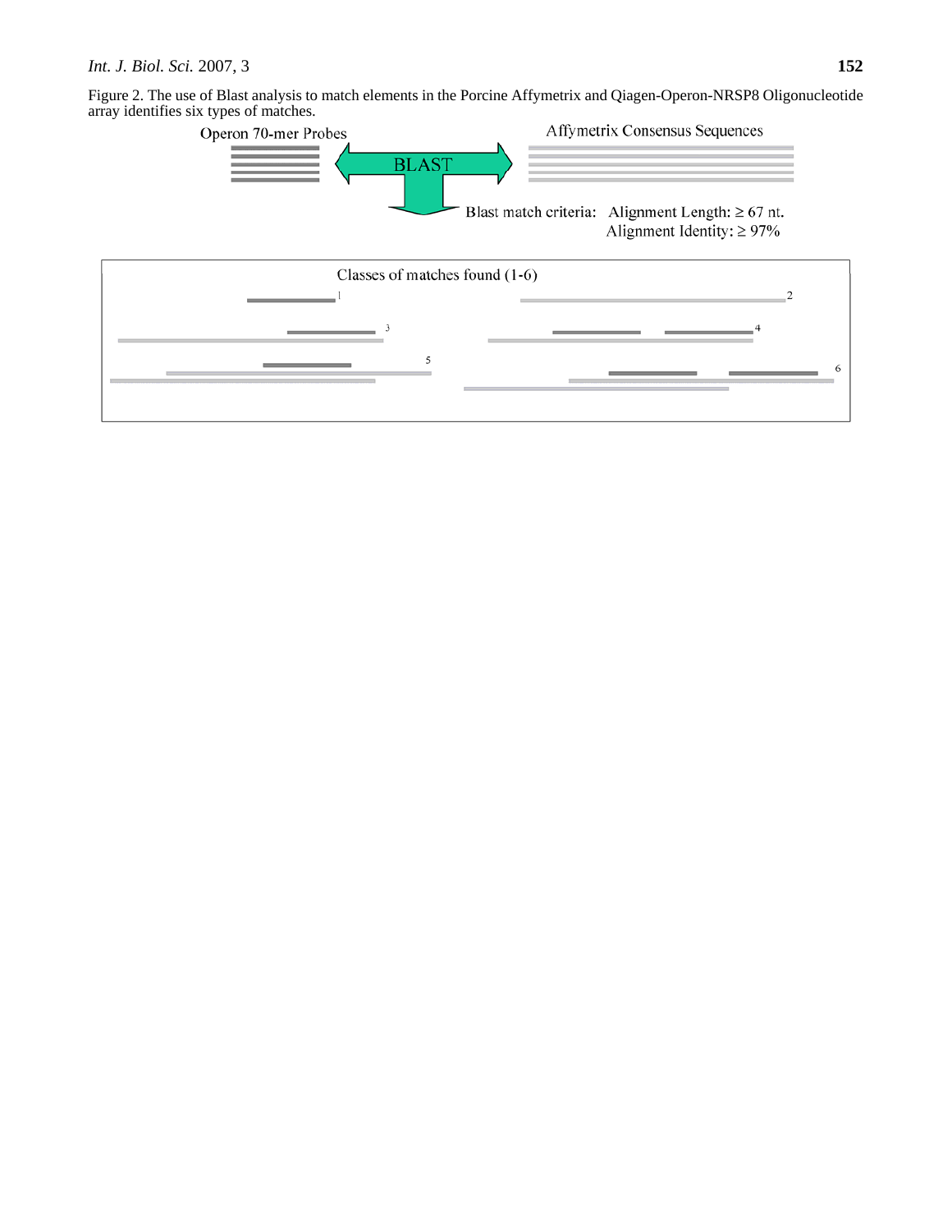Figure 2. The use of Blast analysis to match elements in the Porcine Affymetrix and Qiagen-Operon-NRSP8 Oligonucleotide array identifies six types of matches.

Operon 70-mer Probes

BLAST

Affymetrix Consensus Sequences

Blast match criteria: Alignment Length: ≥ 67 nt.

Alignment Identity: ≥ 97%

Classes of matches found (1-6)

1

2

3

4

5

6